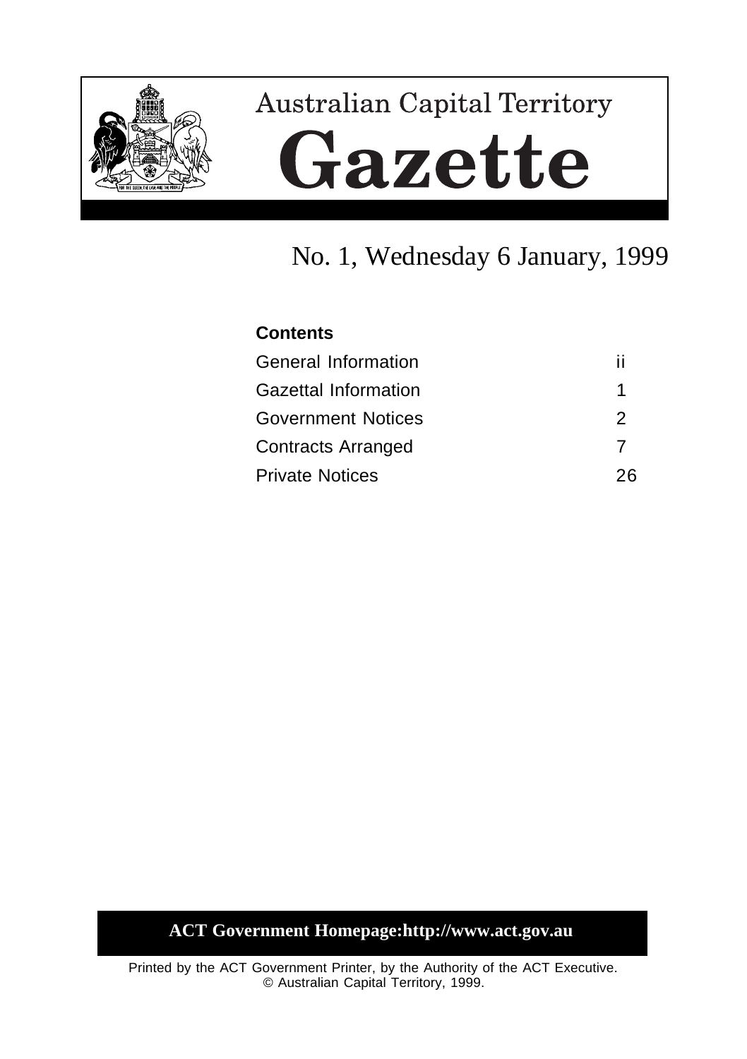# Australian Capital Territory

# Gazette

## No. 1, Wednesday 6 January, 1999

**Contents**

| | |
|---|---|
| General Information | ii |
| Gazettal Information | 1 |
| Government Notices | 2 |
| Contracts Arranged | 7 |
| Private Notices | 26 |

**ACT Government Homepage:http://www.act.gov.au**

Printed by the ACT Government Printer, by the Authority of the ACT Executive.
© Australian Capital Territory, 1999.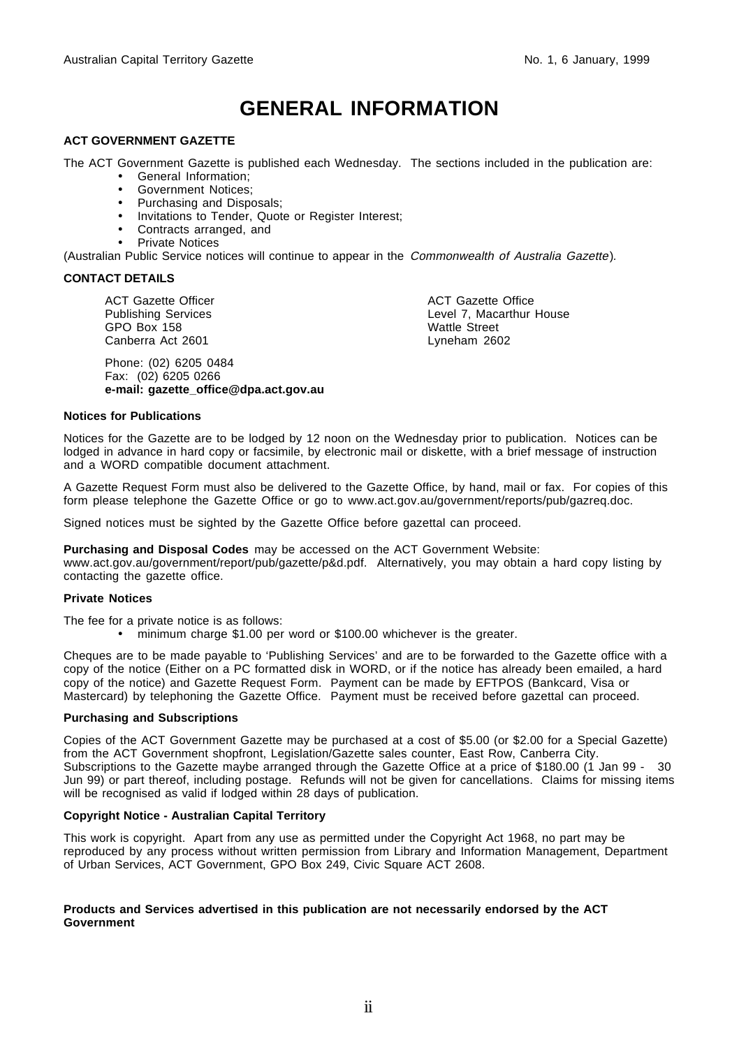# GENERAL INFORMATION

**ACT GOVERNMENT GAZETTE**

The ACT Government Gazette is published each Wednesday. The sections included in the publication are:

- General Information;
- Government Notices;
- Purchasing and Disposals;
- Invitations to Tender, Quote or Register Interest;
- Contracts arranged, and
- Private Notices

(Australian Public Service notices will continue to appear in the *Commonwealth of Australia Gazette*).

**CONTACT DETAILS**

ACT Gazette Officer
Publishing Services
GPO Box 158
Canberra Act 2601

ACT Gazette Office
Level 7, Macarthur House
Wattle Street
Lyneham 2602

Phone: (02) 6205 0484
Fax: (02) 6205 0266
**e-mail: gazette_office@dpa.act.gov.au**

**Notices for Publications**

Notices for the Gazette are to be lodged by 12 noon on the Wednesday prior to publication. Notices can be lodged in advance in hard copy or facsimile, by electronic mail or diskette, with a brief message of instruction and a WORD compatible document attachment.

A Gazette Request Form must also be delivered to the Gazette Office, by hand, mail or fax. For copies of this form please telephone the Gazette Office or go to www.act.gov.au/government/reports/pub/gazreq.doc.

Signed notices must be sighted by the Gazette Office before gazettal can proceed.

**Purchasing and Disposal Codes** may be accessed on the ACT Government Website: www.act.gov.au/government/report/pub/gazette/p&d.pdf. Alternatively, you may obtain a hard copy listing by contacting the gazette office.

**Private Notices**

The fee for a private notice is as follows:

- minimum charge $1.00 per word or $100.00 whichever is the greater.

Cheques are to be made payable to 'Publishing Services' and are to be forwarded to the Gazette office with a copy of the notice (Either on a PC formatted disk in WORD, or if the notice has already been emailed, a hard copy of the notice) and Gazette Request Form. Payment can be made by EFTPOS (Bankcard, Visa or Mastercard) by telephoning the Gazette Office. Payment must be received before gazettal can proceed.

**Purchasing and Subscriptions**

Copies of the ACT Government Gazette may be purchased at a cost of $5.00 (or $2.00 for a Special Gazette) from the ACT Government shopfront, Legislation/Gazette sales counter, East Row, Canberra City. Subscriptions to the Gazette maybe arranged through the Gazette Office at a price of $180.00 (1 Jan 99 - 30 Jun 99) or part thereof, including postage. Refunds will not be given for cancellations. Claims for missing items will be recognised as valid if lodged within 28 days of publication.

**Copyright Notice - Australian Capital Territory**

This work is copyright. Apart from any use as permitted under the Copyright Act 1968, no part may be reproduced by any process without written permission from Library and Information Management, Department of Urban Services, ACT Government, GPO Box 249, Civic Square ACT 2608.

**Products and Services advertised in this publication are not necessarily endorsed by the ACT Government**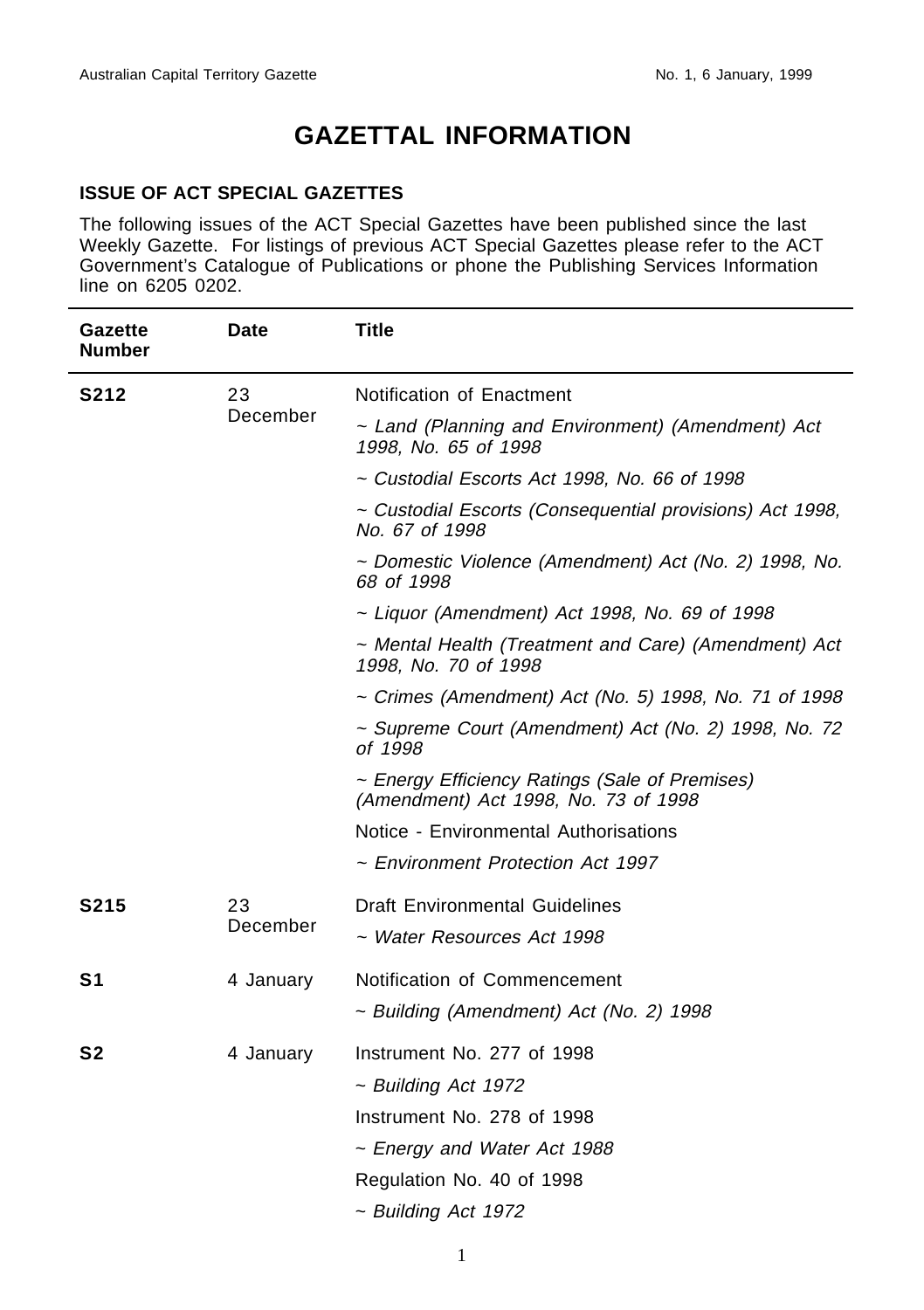# GAZETTAL INFORMATION

## ISSUE OF ACT SPECIAL GAZETTES

The following issues of the ACT Special Gazettes have been published since the last Weekly Gazette. For listings of previous ACT Special Gazettes please refer to the ACT Government's Catalogue of Publications or phone the Publishing Services Information line on 6205 0202.

| Gazette Number | Date | Title |
|---|---|---|
| **S212** | 23 December | Notification of Enactment |
| | | *~ Land (Planning and Environment) (Amendment) Act 1998, No. 65 of 1998* |
| | | *~ Custodial Escorts Act 1998, No. 66 of 1998* |
| | | *~ Custodial Escorts (Consequential provisions) Act 1998, No. 67 of 1998* |
| | | *~ Domestic Violence (Amendment) Act (No. 2) 1998, No. 68 of 1998* |
| | | *~ Liquor (Amendment) Act 1998, No. 69 of 1998* |
| | | *~ Mental Health (Treatment and Care) (Amendment) Act 1998, No. 70 of 1998* |
| | | *~ Crimes (Amendment) Act (No. 5) 1998, No. 71 of 1998* |
| | | *~ Supreme Court (Amendment) Act (No. 2) 1998, No. 72 of 1998* |
| | | *~ Energy Efficiency Ratings (Sale of Premises) (Amendment) Act 1998, No. 73 of 1998* |
| | | Notice - Environmental Authorisations |
| | | *~ Environment Protection Act 1997* |
| **S215** | 23 December | Draft Environmental Guidelines |
| | | *~ Water Resources Act 1998* |
| **S1** | 4 January | Notification of Commencement |
| | | *~ Building (Amendment) Act (No. 2) 1998* |
| **S2** | 4 January | Instrument No. 277 of 1998 |
| | | *~ Building Act 1972* |
| | | Instrument No. 278 of 1998 |
| | | *~ Energy and Water Act 1988* |
| | | Regulation No. 40 of 1998 |
| | | *~ Building Act 1972* |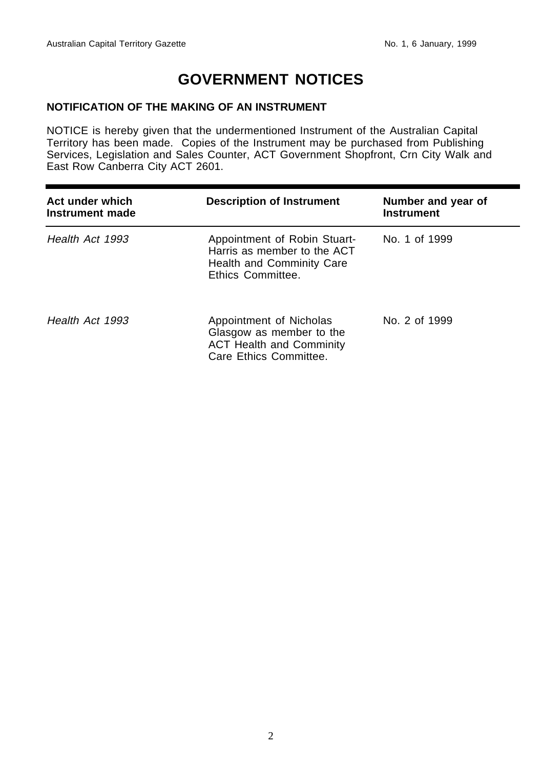# GOVERNMENT NOTICES

### NOTIFICATION OF THE MAKING OF AN INSTRUMENT

NOTICE is hereby given that the undermentioned Instrument of the Australian Capital Territory has been made. Copies of the Instrument may be purchased from Publishing Services, Legislation and Sales Counter, ACT Government Shopfront, Crn City Walk and East Row Canberra City ACT 2601.

| Act under which Instrument made | Description of Instrument | Number and year of Instrument |
|---|---|---|
| *Health Act 1993* | Appointment of Robin Stuart-Harris as member to the ACT Health and Comminity Care Ethics Committee. | No. 1 of 1999 |
| *Health Act 1993* | Appointment of Nicholas Glasgow as member to the ACT Health and Comminity Care Ethics Committee. | No. 2 of 1999 |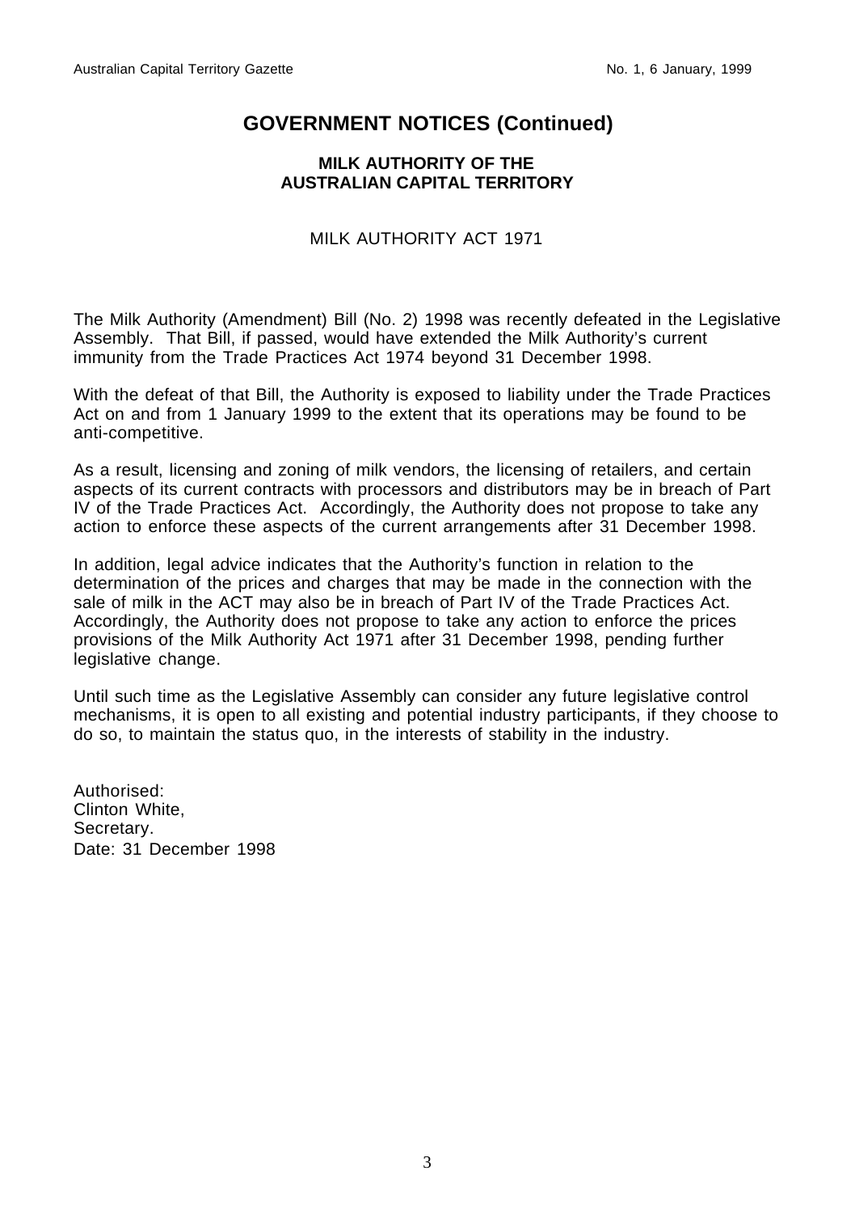## GOVERNMENT NOTICES (Continued)

### MILK AUTHORITY OF THE AUSTRALIAN CAPITAL TERRITORY

MILK AUTHORITY ACT 1971

The Milk Authority (Amendment) Bill (No. 2) 1998 was recently defeated in the Legislative Assembly. That Bill, if passed, would have extended the Milk Authority's current immunity from the Trade Practices Act 1974 beyond 31 December 1998.

With the defeat of that Bill, the Authority is exposed to liability under the Trade Practices Act on and from 1 January 1999 to the extent that its operations may be found to be anti-competitive.

As a result, licensing and zoning of milk vendors, the licensing of retailers, and certain aspects of its current contracts with processors and distributors may be in breach of Part IV of the Trade Practices Act. Accordingly, the Authority does not propose to take any action to enforce these aspects of the current arrangements after 31 December 1998.

In addition, legal advice indicates that the Authority's function in relation to the determination of the prices and charges that may be made in the connection with the sale of milk in the ACT may also be in breach of Part IV of the Trade Practices Act. Accordingly, the Authority does not propose to take any action to enforce the prices provisions of the Milk Authority Act 1971 after 31 December 1998, pending further legislative change.

Until such time as the Legislative Assembly can consider any future legislative control mechanisms, it is open to all existing and potential industry participants, if they choose to do so, to maintain the status quo, in the interests of stability in the industry.

Authorised:
Clinton White,
Secretary.
Date: 31 December 1998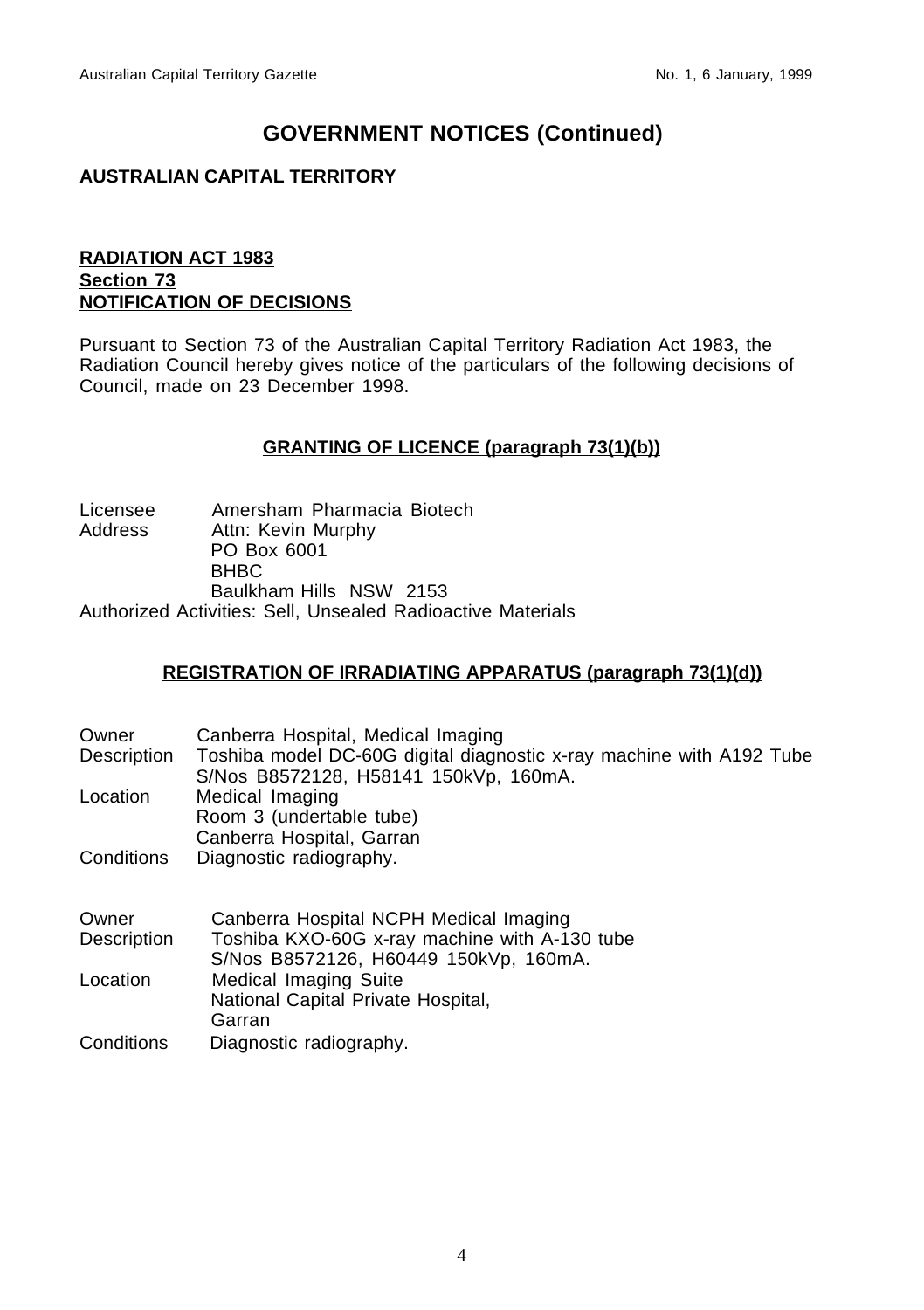# GOVERNMENT NOTICES (Continued)

**AUSTRALIAN CAPITAL TERRITORY**

**RADIATION ACT 1983**
**Section 73**
**NOTIFICATION OF DECISIONS**

Pursuant to Section 73 of the Australian Capital Territory Radiation Act 1983, the Radiation Council hereby gives notice of the particulars of the following decisions of Council, made on 23 December 1998.

## GRANTING OF LICENCE (paragraph 73(1)(b))

Licensee Amersham Pharmacia Biotech
Address Attn: Kevin Murphy
PO Box 6001
BHBC
Baulkham Hills NSW 2153
Authorized Activities: Sell, Unsealed Radioactive Materials

## REGISTRATION OF IRRADIATING APPARATUS (paragraph 73(1)(d))

Owner Canberra Hospital, Medical Imaging
Description Toshiba model DC-60G digital diagnostic x-ray machine with A192 Tube S/Nos B8572128, H58141 150kVp, 160mA.
Location Medical Imaging
Room 3 (undertable tube)
Canberra Hospital, Garran
Conditions Diagnostic radiography.

Owner Canberra Hospital NCPH Medical Imaging
Description Toshiba KXO-60G x-ray machine with A-130 tube S/Nos B8572126, H60449 150kVp, 160mA.
Location Medical Imaging Suite
National Capital Private Hospital,
Garran
Conditions Diagnostic radiography.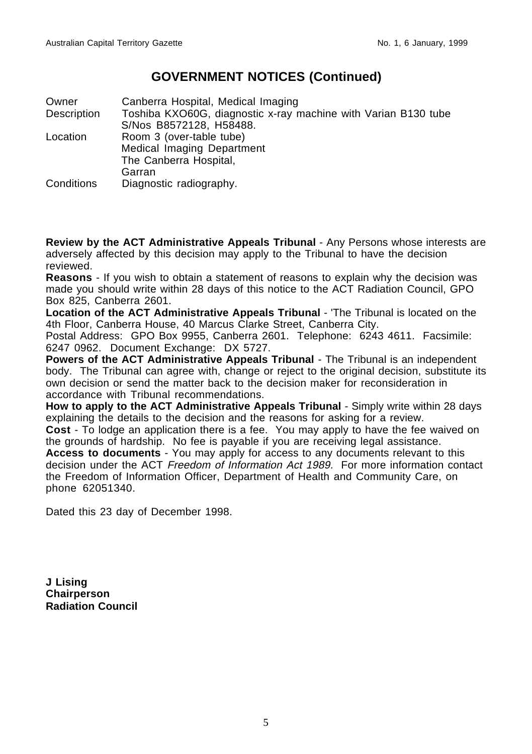## GOVERNMENT NOTICES (Continued)

| | |
|---|---|
| Owner | Canberra Hospital, Medical Imaging |
| Description | Toshiba KXO60G, diagnostic x-ray machine with Varian B130 tube S/Nos B8572128, H58488. |
| Location | Room 3 (over-table tube)<br>Medical Imaging Department<br>The Canberra Hospital,<br>Garran |
| Conditions | Diagnostic radiography. |

**Review by the ACT Administrative Appeals Tribunal** - Any Persons whose interests are adversely affected by this decision may apply to the Tribunal to have the decision reviewed.

**Reasons** - If you wish to obtain a statement of reasons to explain why the decision was made you should write within 28 days of this notice to the ACT Radiation Council, GPO Box 825, Canberra 2601.

**Location of the ACT Administrative Appeals Tribunal** - 'The Tribunal is located on the 4th Floor, Canberra House, 40 Marcus Clarke Street, Canberra City.

Postal Address: GPO Box 9955, Canberra 2601. Telephone: 6243 4611. Facsimile: 6247 0962. Document Exchange: DX 5727.

**Powers of the ACT Administrative Appeals Tribunal** - The Tribunal is an independent body. The Tribunal can agree with, change or reject to the original decision, substitute its own decision or send the matter back to the decision maker for reconsideration in accordance with Tribunal recommendations.

**How to apply to the ACT Administrative Appeals Tribunal** - Simply write within 28 days explaining the details to the decision and the reasons for asking for a review.

**Cost** - To lodge an application there is a fee. You may apply to have the fee waived on the grounds of hardship. No fee is payable if you are receiving legal assistance.

**Access to documents** - You may apply for access to any documents relevant to this decision under the ACT *Freedom of Information Act 1989.* For more information contact the Freedom of Information Officer, Department of Health and Community Care, on phone 62051340.

Dated this 23 day of December 1998.

**J Lising**
**Chairperson**
**Radiation Council**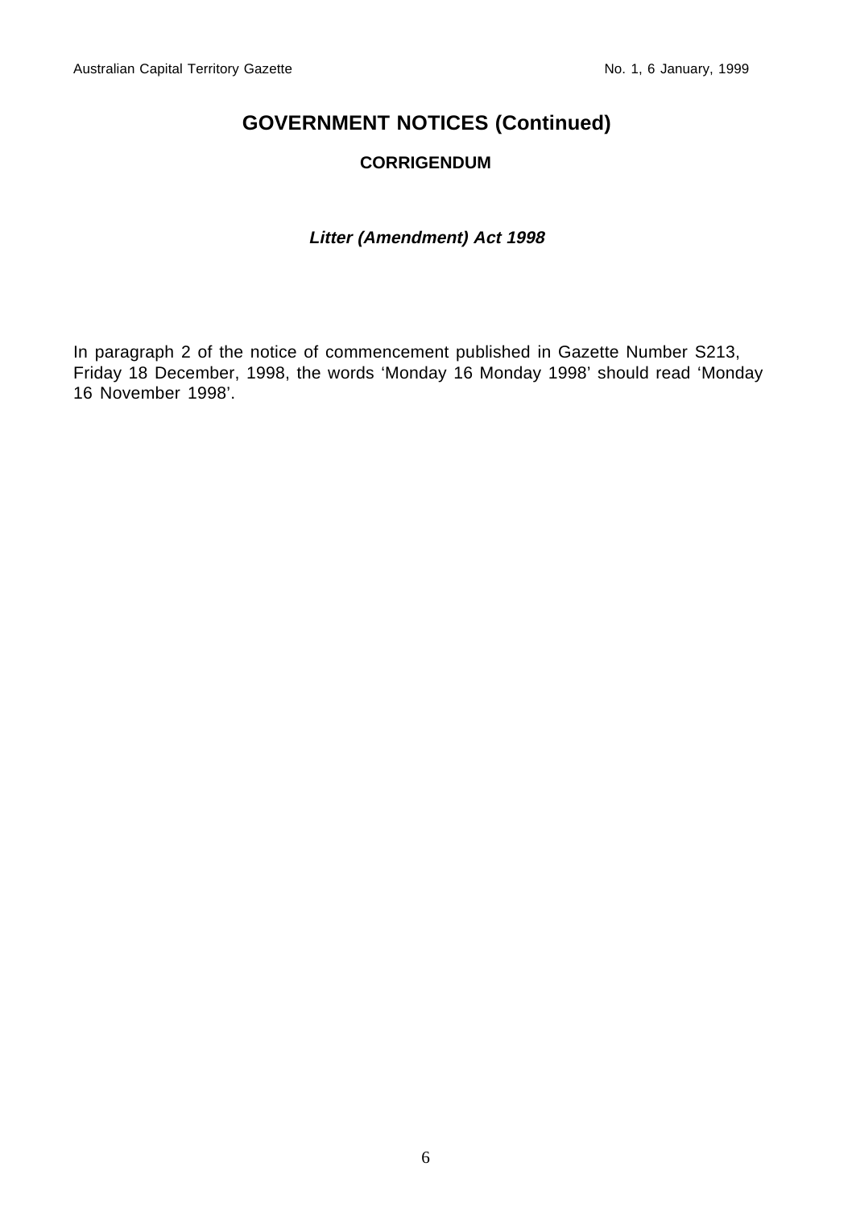## GOVERNMENT NOTICES (Continued)

### CORRIGENDUM

***Litter (Amendment) Act 1998***

In paragraph 2 of the notice of commencement published in Gazette Number S213, Friday 18 December, 1998, the words 'Monday 16 Monday 1998' should read 'Monday 16 November 1998'.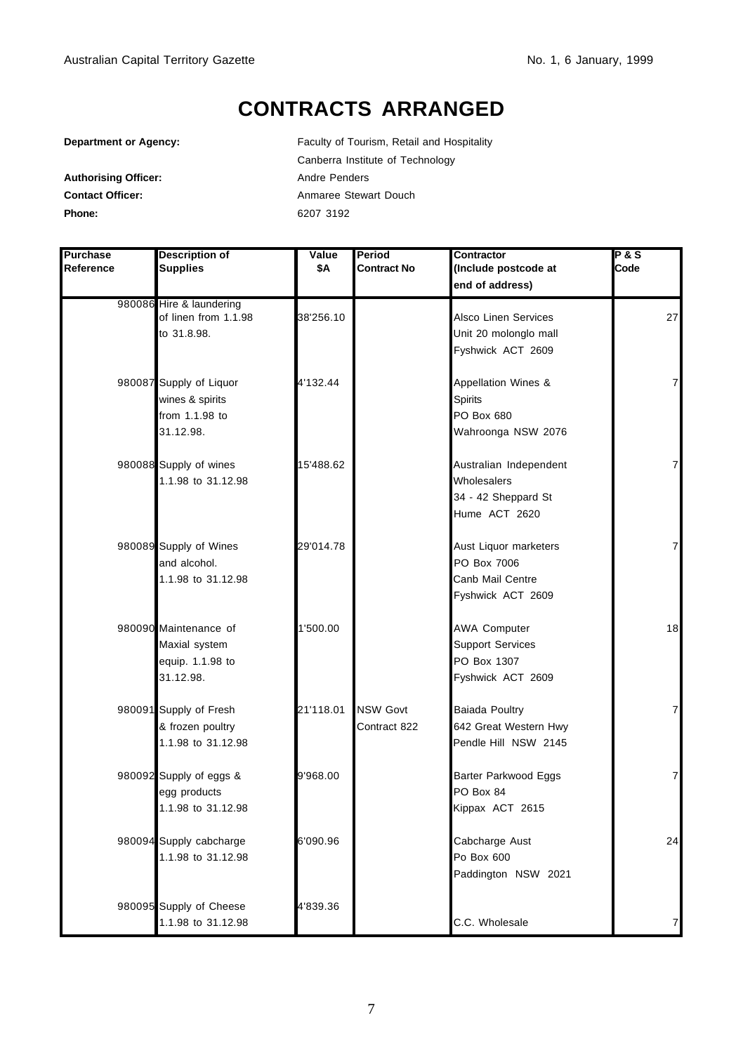# CONTRACTS ARRANGED

**Department or Agency:** Faculty of Tourism, Retail and Hospitality
Canberra Institute of Technology

**Authorising Officer:** Andre Penders

**Contact Officer:** Anmaree Stewart Douch

**Phone:** 6207 3192

| Purchase Reference | Description of Supplies | Value $A | Period Contract No | Contractor (Include postcode at end of address) | P & S Code |
|---|---|---|---|---|---|
| 980086 | Hire & laundering of linen from 1.1.98 to 31.8.98. | 38'256.10 | | Alsco Linen Services Unit 20 molonglo mall Fyshwick ACT 2609 | 27 |
| 980087 | Supply of Liquor wines & spirits from 1.1.98 to 31.12.98. | 4'132.44 | | Appellation Wines & Spirits PO Box 680 Wahroonga NSW 2076 | 7 |
| 980088 | Supply of wines 1.1.98 to 31.12.98 | 15'488.62 | | Australian Independent Wholesalers 34 - 42 Sheppard St Hume ACT 2620 | 7 |
| 980089 | Supply of Wines and alcohol. 1.1.98 to 31.12.98 | 29'014.78 | | Aust Liquor marketers PO Box 7006 Canb Mail Centre Fyshwick ACT 2609 | 7 |
| 980090 | Maintenance of Maxial system equip. 1.1.98 to 31.12.98. | 1'500.00 | | AWA Computer Support Services PO Box 1307 Fyshwick ACT 2609 | 18 |
| 980091 | Supply of Fresh & frozen poultry 1.1.98 to 31.12.98 | 21'118.01 | NSW Govt Contract 822 | Baiada Poultry 642 Great Western Hwy Pendle Hill NSW 2145 | 7 |
| 980092 | Supply of eggs & egg products 1.1.98 to 31.12.98 | 9'968.00 | | Barter Parkwood Eggs PO Box 84 Kippax ACT 2615 | 7 |
| 980094 | Supply cabcharge 1.1.98 to 31.12.98 | 6'090.96 | | Cabcharge Aust Po Box 600 Paddington NSW 2021 | 24 |
| 980095 | Supply of Cheese 1.1.98 to 31.12.98 | 4'839.36 | | C.C. Wholesale | 7 |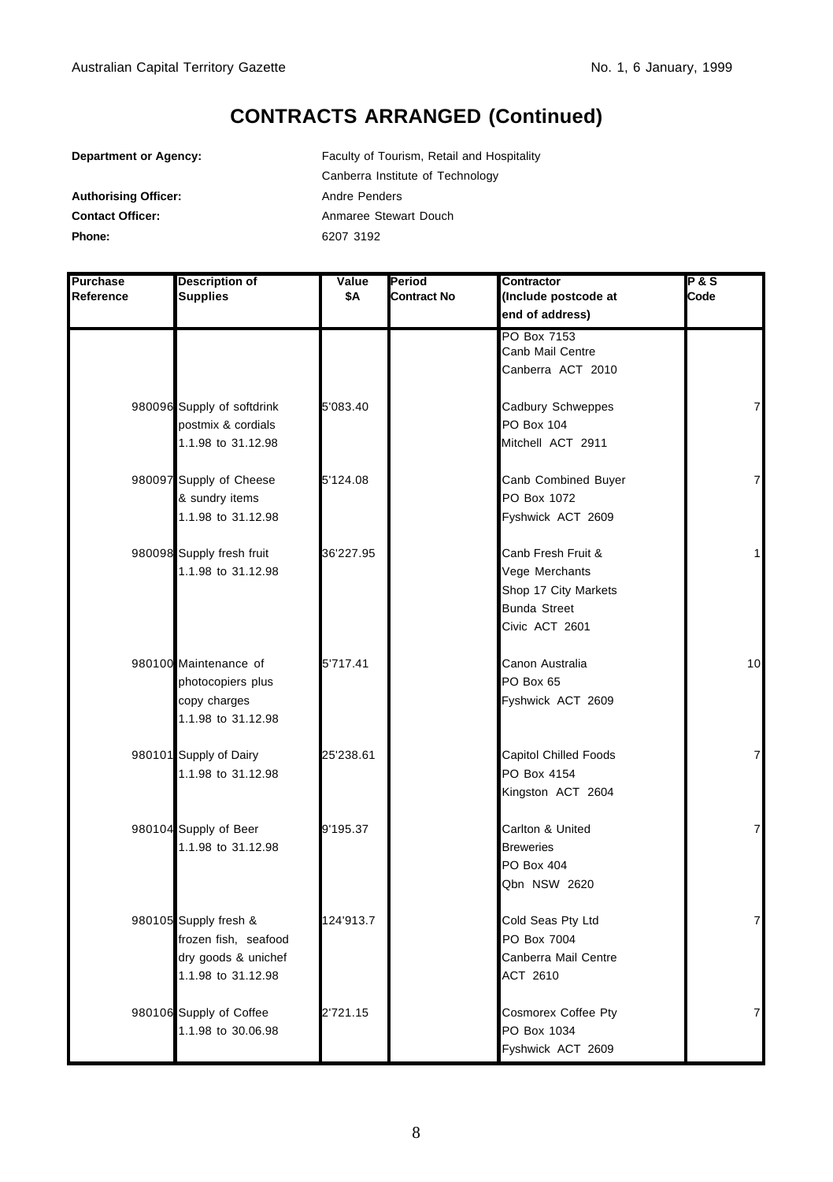# CONTRACTS ARRANGED (Continued)

**Department or Agency:** Faculty of Tourism, Retail and Hospitality
Canberra Institute of Technology

**Authorising Officer:** Andre Penders

**Contact Officer:** Anmaree Stewart Douch

**Phone:** 6207 3192

| Purchase Reference | Description of Supplies | Value $A | Period Contract No | Contractor (Include postcode at end of address) | P & S Code |
|---|---|---|---|---|---|
| | | | | PO Box 7153<br>Canb Mail Centre<br>Canberra ACT 2010 | |
| 980096 | Supply of softdrink postmix & cordials<br>1.1.98 to 31.12.98 | 5'083.40 | | Cadbury Schweppes<br>PO Box 104<br>Mitchell ACT 2911 | 7 |
| 980097 | Supply of Cheese & sundry items<br>1.1.98 to 31.12.98 | 5'124.08 | | Canb Combined Buyer<br>PO Box 1072<br>Fyshwick ACT 2609 | 7 |
| 980098 | Supply fresh fruit<br>1.1.98 to 31.12.98 | 36'227.95 | | Canb Fresh Fruit & Vege Merchants<br>Shop 17 City Markets<br>Bunda Street<br>Civic ACT 2601 | 1 |
| 980100 | Maintenance of photocopiers plus copy charges<br>1.1.98 to 31.12.98 | 5'717.41 | | Canon Australia<br>PO Box 65<br>Fyshwick ACT 2609 | 10 |
| 980101 | Supply of Dairy<br>1.1.98 to 31.12.98 | 25'238.61 | | Capitol Chilled Foods<br>PO Box 4154<br>Kingston ACT 2604 | 7 |
| 980104 | Supply of Beer<br>1.1.98 to 31.12.98 | 9'195.37 | | Carlton & United Breweries<br>PO Box 404<br>Qbn NSW 2620 | 7 |
| 980105 | Supply fresh & frozen fish, seafood dry goods & unichef<br>1.1.98 to 31.12.98 | 124'913.7 | | Cold Seas Pty Ltd<br>PO Box 7004<br>Canberra Mail Centre<br>ACT 2610 | 7 |
| 980106 | Supply of Coffee<br>1.1.98 to 30.06.98 | 2'721.15 | | Cosmorex Coffee Pty<br>PO Box 1034<br>Fyshwick ACT 2609 | 7 |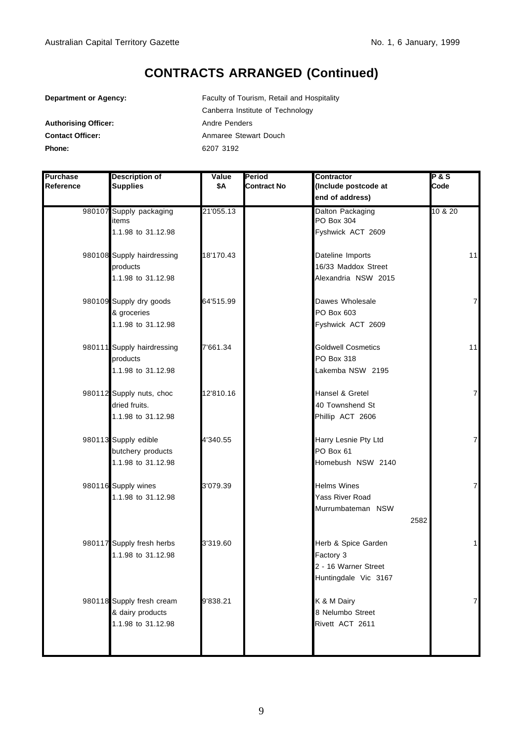# CONTRACTS ARRANGED (Continued)

**Department or Agency:** Faculty of Tourism, Retail and Hospitality
Canberra Institute of Technology

**Authorising Officer:** Andre Penders

**Contact Officer:** Anmaree Stewart Douch

**Phone:** 6207 3192

| Purchase Reference | Description of Supplies | Value $A | Period Contract No | Contractor (Include postcode at end of address) | P & S Code |
|---|---|---|---|---|---|
| 980107 | Supply packaging items 1.1.98 to 31.12.98 | 21'055.13 | | Dalton Packaging PO Box 304 Fyshwick ACT 2609 | 10 & 20 |
| 980108 | Supply hairdressing products 1.1.98 to 31.12.98 | 18'170.43 | | Dateline Imports 16/33 Maddox Street Alexandria NSW 2015 | 11 |
| 980109 | Supply dry goods & groceries 1.1.98 to 31.12.98 | 64'515.99 | | Dawes Wholesale PO Box 603 Fyshwick ACT 2609 | 7 |
| 980111 | Supply hairdressing products 1.1.98 to 31.12.98 | 7'661.34 | | Goldwell Cosmetics PO Box 318 Lakemba NSW 2195 | 11 |
| 980112 | Supply nuts, choc dried fruits. 1.1.98 to 31.12.98 | 12'810.16 | | Hansel & Gretel 40 Townshend St Phillip ACT 2606 | 7 |
| 980113 | Supply edible butchery products 1.1.98 to 31.12.98 | 4'340.55 | | Harry Lesnie Pty Ltd PO Box 61 Homebush NSW 2140 | 7 |
| 980116 | Supply wines 1.1.98 to 31.12.98 | 3'079.39 | | Helms Wines Yass River Road Murrumbateman NSW 2582 | 7 |
| 980117 | Supply fresh herbs 1.1.98 to 31.12.98 | 3'319.60 | | Herb & Spice Garden Factory 3 2 - 16 Warner Street Huntingdale Vic 3167 | 1 |
| 980118 | Supply fresh cream & dairy products 1.1.98 to 31.12.98 | 9'838.21 | | K & M Dairy 8 Nelumbo Street Rivett ACT 2611 | 7 |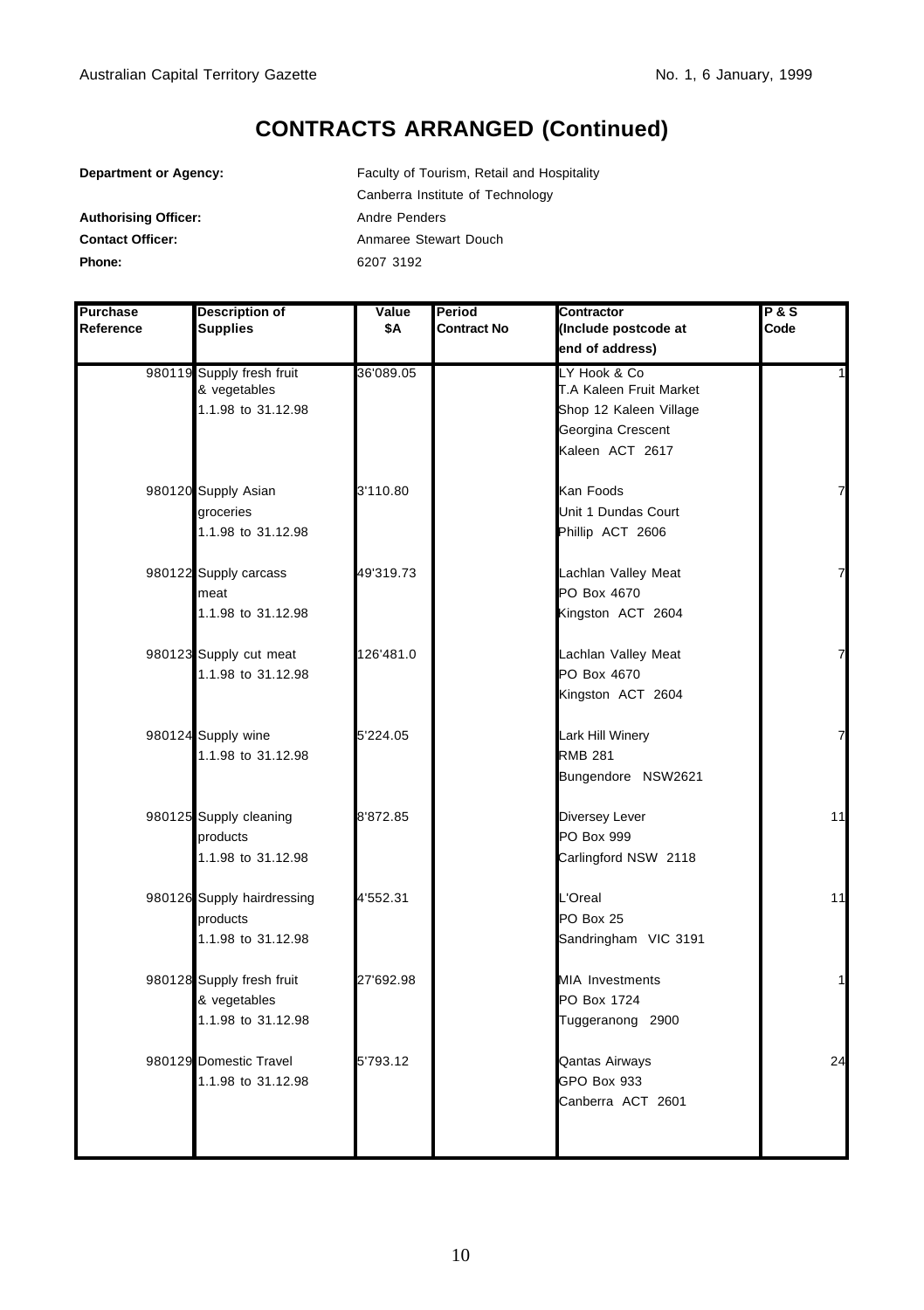# CONTRACTS ARRANGED (Continued)

**Department or Agency:** Faculty of Tourism, Retail and Hospitality
Canberra Institute of Technology

**Authorising Officer:** Andre Penders

**Contact Officer:** Anmaree Stewart Douch

**Phone:** 6207 3192

| Purchase Reference | Description of Supplies | Value $A | Period Contract No | Contractor (Include postcode at end of address) | P & S Code |
|---|---|---|---|---|---|
| 980119 | Supply fresh fruit & vegetables 1.1.98 to 31.12.98 | 36'089.05 | | LY Hook & Co T.A Kaleen Fruit Market Shop 12 Kaleen Village Georgina Crescent Kaleen ACT 2617 | 1 |
| 980120 | Supply Asian groceries 1.1.98 to 31.12.98 | 3'110.80 | | Kan Foods Unit 1 Dundas Court Phillip ACT 2606 | 7 |
| 980122 | Supply carcass meat 1.1.98 to 31.12.98 | 49'319.73 | | Lachlan Valley Meat PO Box 4670 Kingston ACT 2604 | 7 |
| 980123 | Supply cut meat 1.1.98 to 31.12.98 | 126'481.0 | | Lachlan Valley Meat PO Box 4670 Kingston ACT 2604 | 7 |
| 980124 | Supply wine 1.1.98 to 31.12.98 | 5'224.05 | | Lark Hill Winery RMB 281 Bungendore NSW2621 | 7 |
| 980125 | Supply cleaning products 1.1.98 to 31.12.98 | 8'872.85 | | Diversey Lever PO Box 999 Carlingford NSW 2118 | 11 |
| 980126 | Supply hairdressing products 1.1.98 to 31.12.98 | 4'552.31 | | L'Oreal PO Box 25 Sandringham VIC 3191 | 11 |
| 980128 | Supply fresh fruit & vegetables 1.1.98 to 31.12.98 | 27'692.98 | | MIA Investments PO Box 1724 Tuggeranong 2900 | 1 |
| 980129 | Domestic Travel 1.1.98 to 31.12.98 | 5'793.12 | | Qantas Airways GPO Box 933 Canberra ACT 2601 | 24 |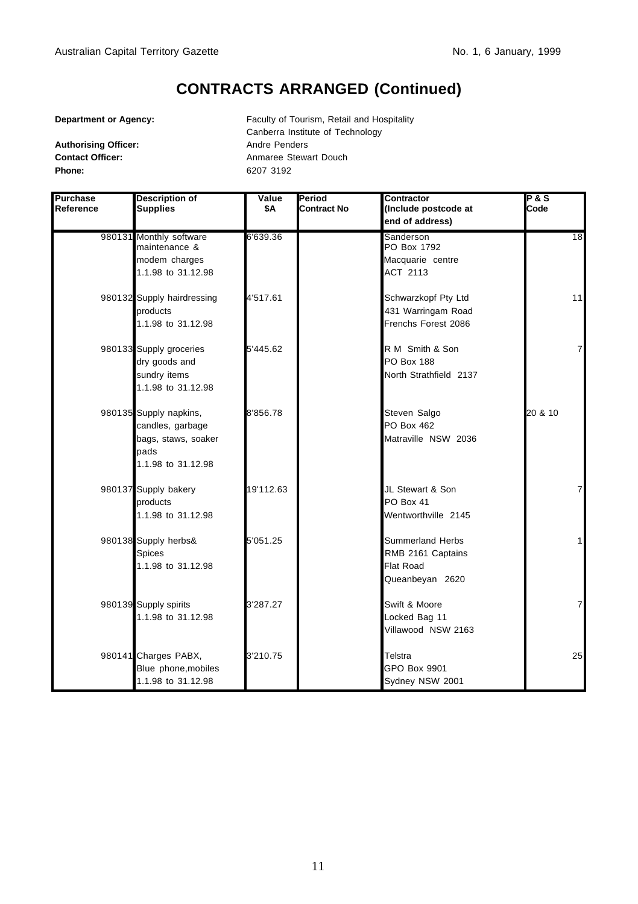# CONTRACTS ARRANGED (Continued)

**Department or Agency:** Faculty of Tourism, Retail and Hospitality
Canberra Institute of Technology

**Authorising Officer:** Andre Penders

**Contact Officer:** Anmaree Stewart Douch

**Phone:** 6207 3192

| Purchase Reference | Description of Supplies | Value $A | Period Contract No | Contractor (Include postcode at end of address) | P & S Code |
|---|---|---|---|---|---|
| 980131 | Monthly software maintenance & modem charges 1.1.98 to 31.12.98 | 6'639.36 | | Sanderson PO Box 1792 Macquarie centre ACT 2113 | 18 |
| 980132 | Supply hairdressing products 1.1.98 to 31.12.98 | 4'517.61 | | Schwarzkopf Pty Ltd 431 Warringam Road Frenchs Forest 2086 | 11 |
| 980133 | Supply groceries dry goods and sundry items 1.1.98 to 31.12.98 | 5'445.62 | | R M Smith & Son PO Box 188 North Strathfield 2137 | 7 |
| 980135 | Supply napkins, candles, garbage bags, staws, soaker pads 1.1.98 to 31.12.98 | 8'856.78 | | Steven Salgo PO Box 462 Matraville NSW 2036 | 20 & 10 |
| 980137 | Supply bakery products 1.1.98 to 31.12.98 | 19'112.63 | | JL Stewart & Son PO Box 41 Wentworthville 2145 | 7 |
| 980138 | Supply herbs& Spices 1.1.98 to 31.12.98 | 5'051.25 | | Summerland Herbs RMB 2161 Captains Flat Road Queanbeyan 2620 | 1 |
| 980139 | Supply spirits 1.1.98 to 31.12.98 | 3'287.27 | | Swift & Moore Locked Bag 11 Villawood NSW 2163 | 7 |
| 980141 | Charges PABX, Blue phone,mobiles 1.1.98 to 31.12.98 | 3'210.75 | | Telstra GPO Box 9901 Sydney NSW 2001 | 25 |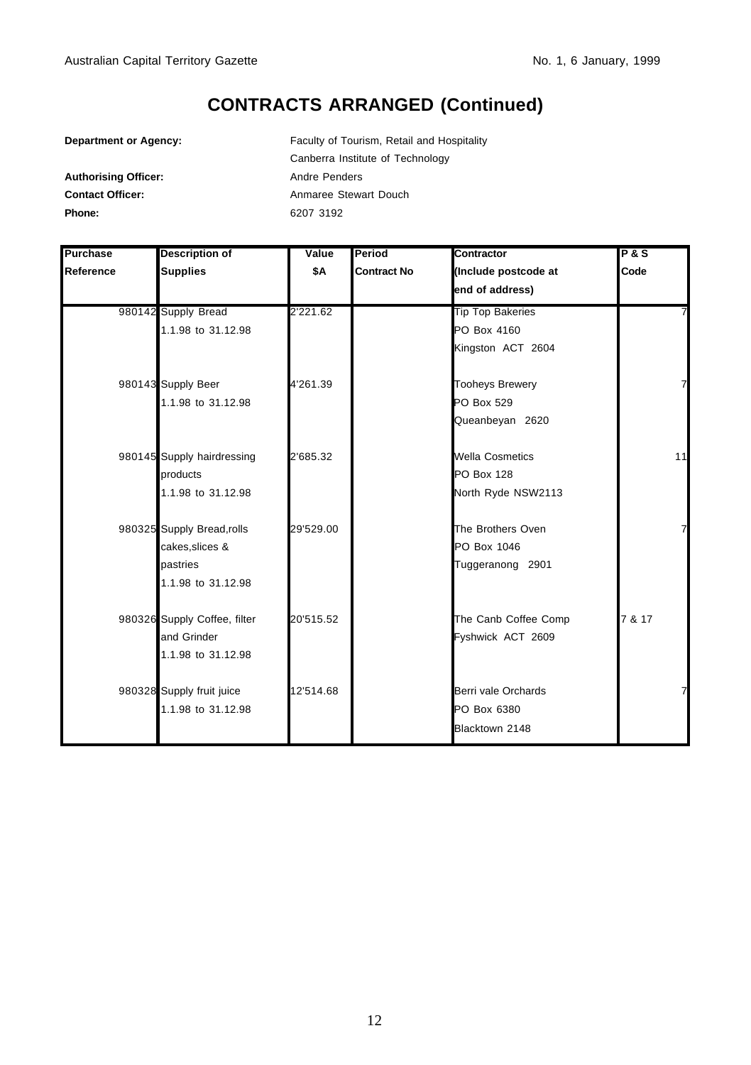# CONTRACTS ARRANGED (Continued)

**Department or Agency:** Faculty of Tourism, Retail and Hospitality
Canberra Institute of Technology

**Authorising Officer:** Andre Penders

**Contact Officer:** Anmaree Stewart Douch

**Phone:** 6207 3192

| Purchase Reference | Description of Supplies | Value $A | Period Contract No | Contractor (Include postcode at end of address) | P & S Code |
|---|---|---|---|---|---|
| 980142 | Supply Bread 1.1.98 to 31.12.98 | 2'221.62 | | Tip Top Bakeries PO Box 4160 Kingston ACT 2604 | 7 |
| 980143 | Supply Beer 1.1.98 to 31.12.98 | 4'261.39 | | Tooheys Brewery PO Box 529 Queanbeyan 2620 | 7 |
| 980145 | Supply hairdressing products 1.1.98 to 31.12.98 | 2'685.32 | | Wella Cosmetics PO Box 128 North Ryde NSW2113 | 11 |
| 980325 | Supply Bread,rolls cakes,slices & pastries 1.1.98 to 31.12.98 | 29'529.00 | | The Brothers Oven PO Box 1046 Tuggeranong 2901 | 7 |
| 980326 | Supply Coffee, filter and Grinder 1.1.98 to 31.12.98 | 20'515.52 | | The Canb Coffee Comp Fyshwick ACT 2609 | 7 & 17 |
| 980328 | Supply fruit juice 1.1.98 to 31.12.98 | 12'514.68 | | Berri vale Orchards PO Box 6380 Blacktown 2148 | 7 |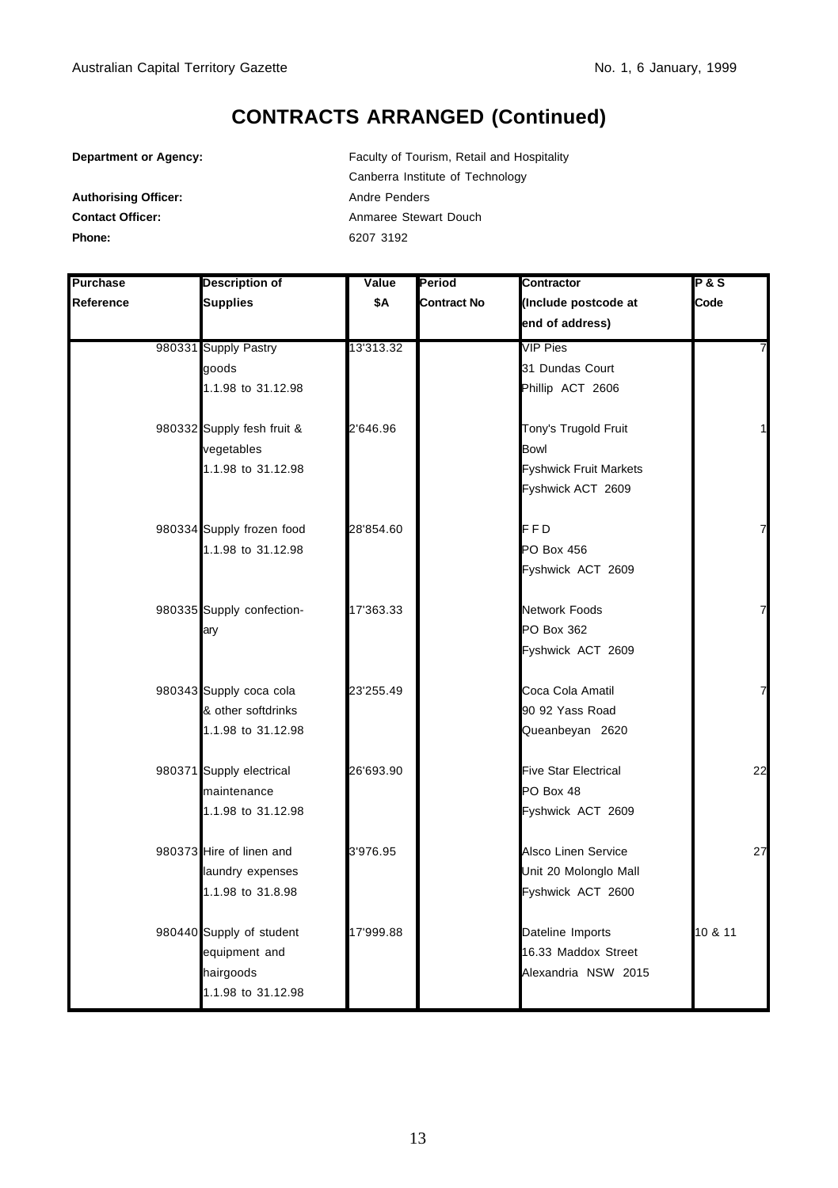# CONTRACTS ARRANGED (Continued)

**Department or Agency:** Faculty of Tourism, Retail and Hospitality
Canberra Institute of Technology

**Authorising Officer:** Andre Penders

**Contact Officer:** Anmaree Stewart Douch

**Phone:** 6207 3192

| Purchase Reference | Description of Supplies | Value $A | Period Contract No | Contractor (Include postcode at end of address) | P & S Code |
|---|---|---|---|---|---|
| 980331 | Supply Pastry goods 1.1.98 to 31.12.98 | 13'313.32 | | VIP Pies 31 Dundas Court Phillip ACT 2606 | 7 |
| 980332 | Supply fesh fruit & vegetables 1.1.98 to 31.12.98 | 2'646.96 | | Tony's Trugold Fruit Bowl Fyshwick Fruit Markets Fyshwick ACT 2609 | 1 |
| 980334 | Supply frozen food 1.1.98 to 31.12.98 | 28'854.60 | | F F D PO Box 456 Fyshwick ACT 2609 | 7 |
| 980335 | Supply confection-ary | 17'363.33 | | Network Foods PO Box 362 Fyshwick ACT 2609 | 7 |
| 980343 | Supply coca cola & other softdrinks 1.1.98 to 31.12.98 | 23'255.49 | | Coca Cola Amatil 90 92 Yass Road Queanbeyan 2620 | 7 |
| 980371 | Supply electrical maintenance 1.1.98 to 31.12.98 | 26'693.90 | | Five Star Electrical PO Box 48 Fyshwick ACT 2609 | 22 |
| 980373 | Hire of linen and laundry expenses 1.1.98 to 31.8.98 | 3'976.95 | | Alsco Linen Service Unit 20 Molonglo Mall Fyshwick ACT 2600 | 27 |
| 980440 | Supply of student equipment and hairgoods 1.1.98 to 31.12.98 | 17'999.88 | | Dateline Imports 16.33 Maddox Street Alexandria NSW 2015 | 10 & 11 |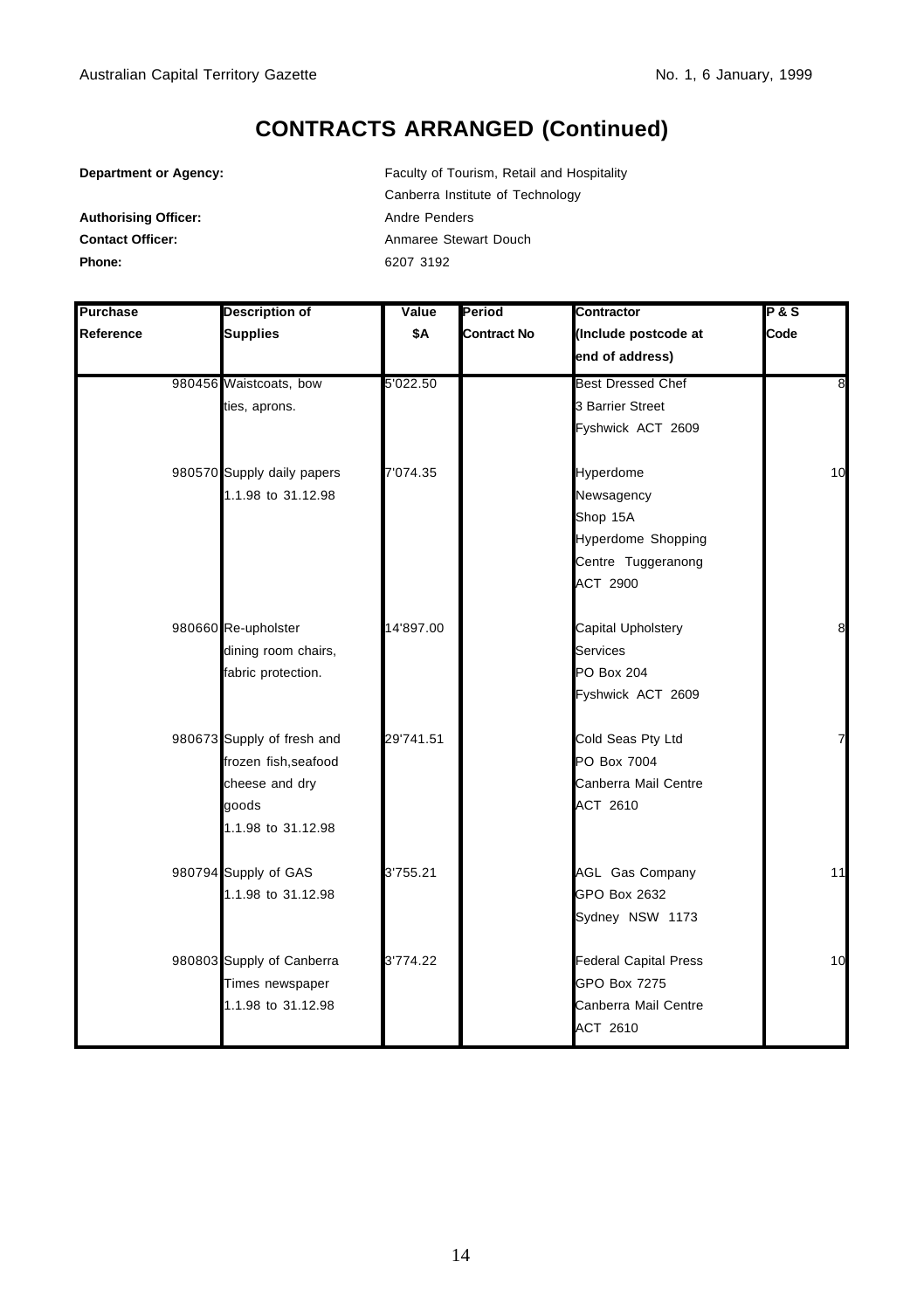# CONTRACTS ARRANGED (Continued)

**Department or Agency:** Faculty of Tourism, Retail and Hospitality
Canberra Institute of Technology

**Authorising Officer:** Andre Penders

**Contact Officer:** Anmaree Stewart Douch

**Phone:** 6207 3192

| Purchase Reference | Description of Supplies | Value $A | Period Contract No | Contractor (Include postcode at end of address) | P & S Code |
|---|---|---|---|---|---|
| 980456 | Waistcoats, bow ties, aprons. | 5'022.50 | | Best Dressed Chef 3 Barrier Street Fyshwick ACT 2609 | 8 |
| 980570 | Supply daily papers 1.1.98 to 31.12.98 | 7'074.35 | | Hyperdome Newsagency Shop 15A Hyperdome Shopping Centre Tuggeranong ACT 2900 | 10 |
| 980660 | Re-upholster dining room chairs, fabric protection. | 14'897.00 | | Capital Upholstery Services PO Box 204 Fyshwick ACT 2609 | 8 |
| 980673 | Supply of fresh and frozen fish,seafood cheese and dry goods 1.1.98 to 31.12.98 | 29'741.51 | | Cold Seas Pty Ltd PO Box 7004 Canberra Mail Centre ACT 2610 | 7 |
| 980794 | Supply of GAS 1.1.98 to 31.12.98 | 3'755.21 | | AGL Gas Company GPO Box 2632 Sydney NSW 1173 | 11 |
| 980803 | Supply of Canberra Times newspaper 1.1.98 to 31.12.98 | 3'774.22 | | Federal Capital Press GPO Box 7275 Canberra Mail Centre ACT 2610 | 10 |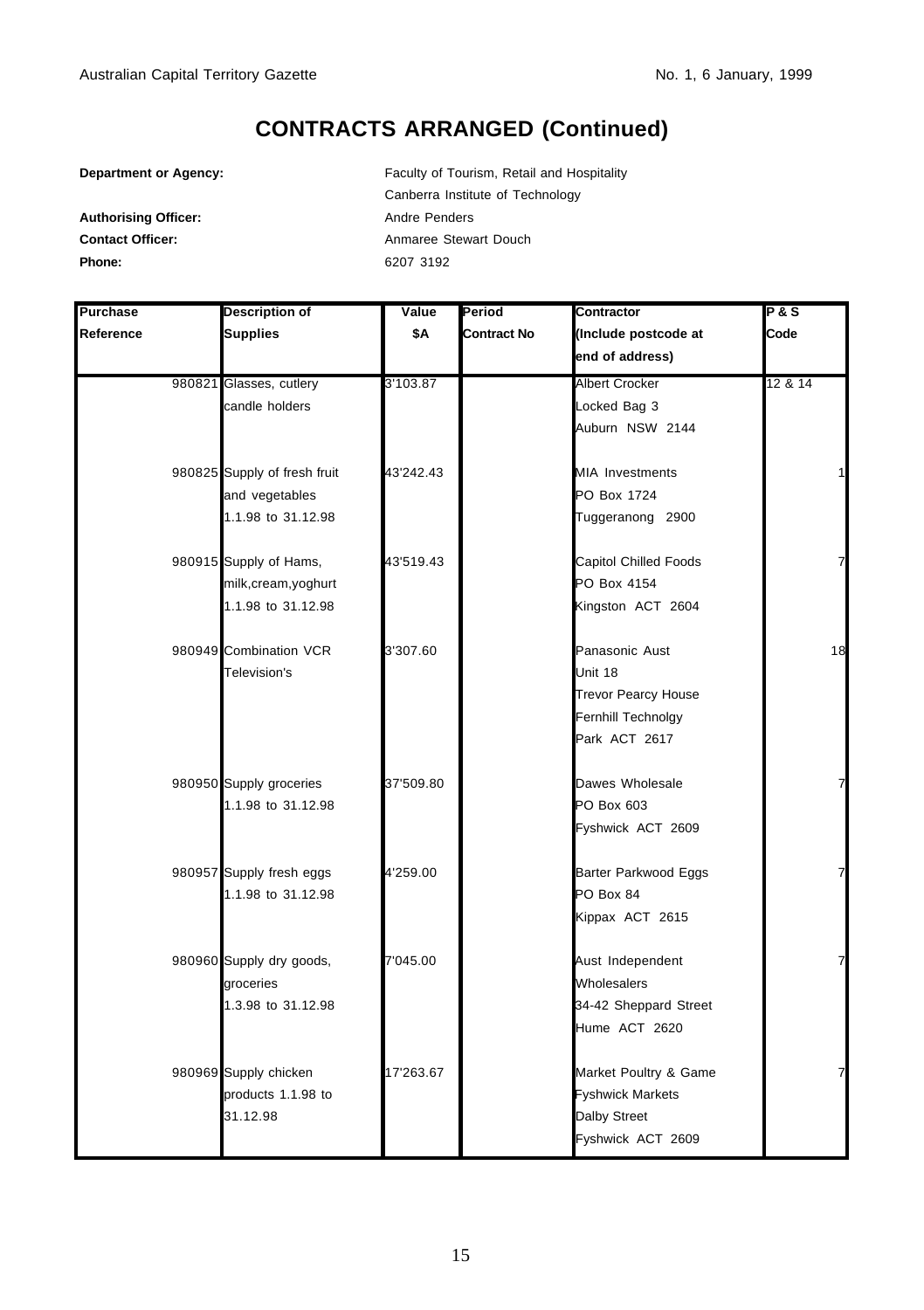# CONTRACTS ARRANGED (Continued)

**Department or Agency:** Faculty of Tourism, Retail and Hospitality
Canberra Institute of Technology

**Authorising Officer:** Andre Penders

**Contact Officer:** Anmaree Stewart Douch

**Phone:** 6207 3192

| Purchase Reference | Description of Supplies | Value $A | Period Contract No | Contractor (Include postcode at end of address) | P & S Code |
|---|---|---|---|---|---|
| 980821 | Glasses, cutlery candle holders | 3'103.87 | | Albert Crocker Locked Bag 3 Auburn NSW 2144 | 12 & 14 |
| 980825 | Supply of fresh fruit and vegetables 1.1.98 to 31.12.98 | 43'242.43 | | MIA Investments PO Box 1724 Tuggeranong 2900 | 1 |
| 980915 | Supply of Hams, milk,cream,yoghurt 1.1.98 to 31.12.98 | 43'519.43 | | Capitol Chilled Foods PO Box 4154 Kingston ACT 2604 | 7 |
| 980949 | Combination VCR Television's | 3'307.60 | | Panasonic Aust Unit 18 Trevor Pearcy House Fernhill Technolgy Park ACT 2617 | 18 |
| 980950 | Supply groceries 1.1.98 to 31.12.98 | 37'509.80 | | Dawes Wholesale PO Box 603 Fyshwick ACT 2609 | 7 |
| 980957 | Supply fresh eggs 1.1.98 to 31.12.98 | 4'259.00 | | Barter Parkwood Eggs PO Box 84 Kippax ACT 2615 | 7 |
| 980960 | Supply dry goods, groceries 1.3.98 to 31.12.98 | 7'045.00 | | Aust Independent Wholesalers 34-42 Sheppard Street Hume ACT 2620 | 7 |
| 980969 | Supply chicken products 1.1.98 to 31.12.98 | 17'263.67 | | Market Poultry & Game Fyshwick Markets Dalby Street Fyshwick ACT 2609 | 7 |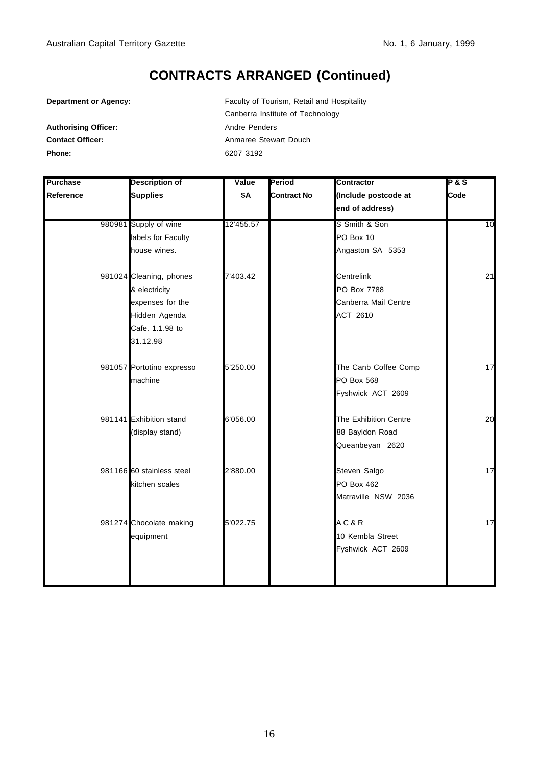# CONTRACTS ARRANGED (Continued)

**Department or Agency:** Faculty of Tourism, Retail and Hospitality
Canberra Institute of Technology

**Authorising Officer:** Andre Penders

**Contact Officer:** Anmaree Stewart Douch

**Phone:** 6207 3192

| Purchase Reference | Description of Supplies | Value $A | Period Contract No | Contractor (Include postcode at end of address) | P & S Code |
|---|---|---|---|---|---|
| 980981 | Supply of wine labels for Faculty house wines. | 12'455.57 | | S Smith & Son PO Box 10 Angaston SA 5353 | 10 |
| 981024 | Cleaning, phones & electricity expenses for the Hidden Agenda Cafe. 1.1.98 to 31.12.98 | 7'403.42 | | Centrelink PO Box 7788 Canberra Mail Centre ACT 2610 | 21 |
| 981057 | Portotino expresso machine | 5'250.00 | | The Canb Coffee Comp PO Box 568 Fyshwick ACT 2609 | 17 |
| 981141 | Exhibition stand (display stand) | 6'056.00 | | The Exhibition Centre 88 Bayldon Road Queanbeyan 2620 | 20 |
| 981166 | 60 stainless steel kitchen scales | 2'880.00 | | Steven Salgo PO Box 462 Matraville NSW 2036 | 17 |
| 981274 | Chocolate making equipment | 5'022.75 | | A C & R 10 Kembla Street Fyshwick ACT 2609 | 17 |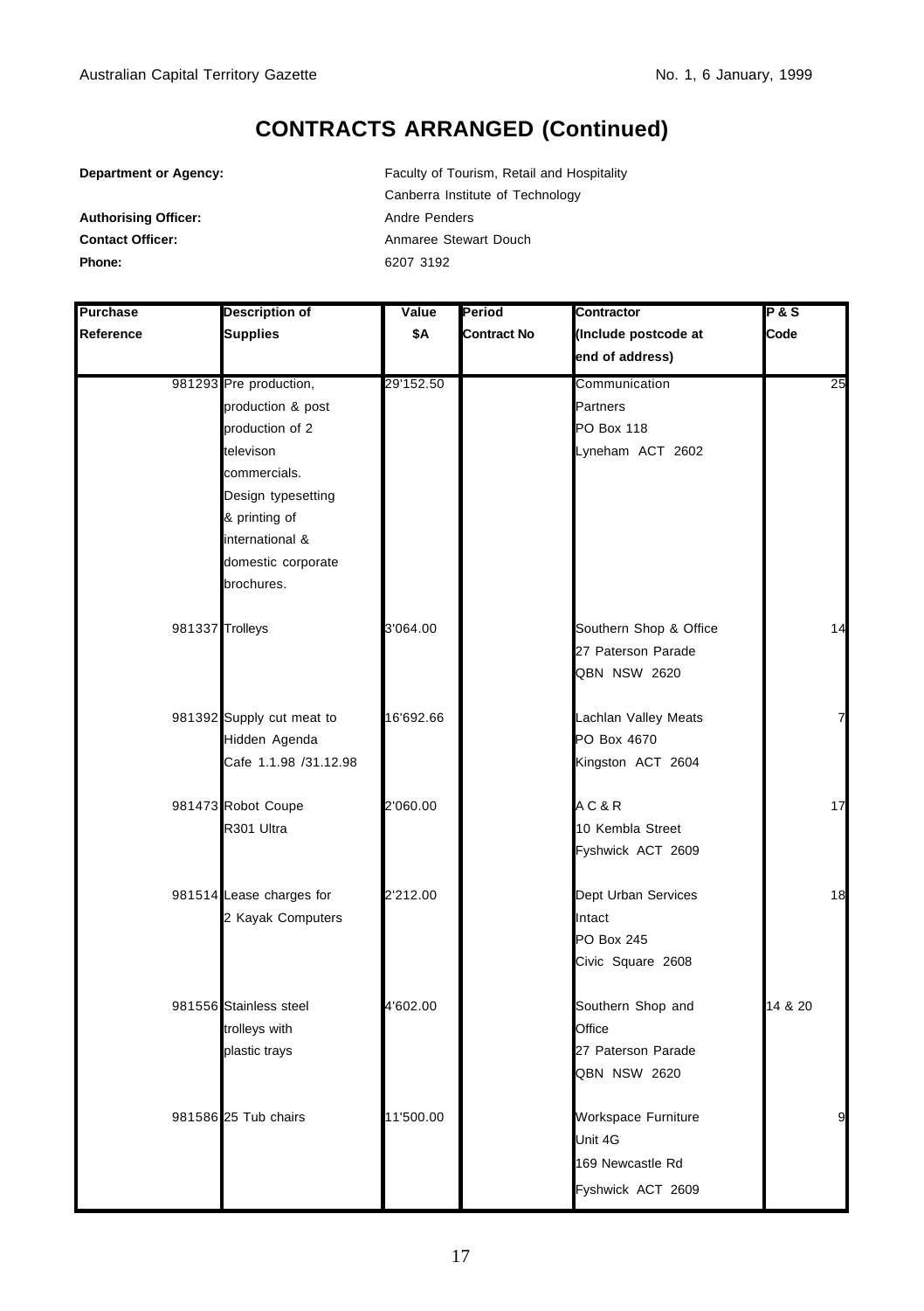# CONTRACTS ARRANGED (Continued)

**Department or Agency:** Faculty of Tourism, Retail and Hospitality
Canberra Institute of Technology

**Authorising Officer:** Andre Penders

**Contact Officer:** Anmaree Stewart Douch

**Phone:** 6207 3192

| Purchase Reference | Description of Supplies | Value $A | Period Contract No | Contractor (Include postcode at end of address) | P & S Code |
|---|---|---|---|---|---|
| 981293 | Pre production, production & post production of 2 televison commercials. Design typesetting & printing of international & domestic corporate brochures. | 29'152.50 | | Communication Partners PO Box 118 Lyneham ACT 2602 | 25 |
| 981337 | Trolleys | 3'064.00 | | Southern Shop & Office 27 Paterson Parade QBN NSW 2620 | 14 |
| 981392 | Supply cut meat to Hidden Agenda Cafe 1.1.98 /31.12.98 | 16'692.66 | | Lachlan Valley Meats PO Box 4670 Kingston ACT 2604 | 7 |
| 981473 | Robot Coupe R301 Ultra | 2'060.00 | | A C & R 10 Kembla Street Fyshwick ACT 2609 | 17 |
| 981514 | Lease charges for 2 Kayak Computers | 2'212.00 | | Dept Urban Services Intact PO Box 245 Civic Square 2608 | 18 |
| 981556 | Stainless steel trolleys with plastic trays | 4'602.00 | | Southern Shop and Office 27 Paterson Parade QBN NSW 2620 | 14 & 20 |
| 981586 | 25 Tub chairs | 11'500.00 | | Workspace Furniture Unit 4G 169 Newcastle Rd Fyshwick ACT 2609 | 9 |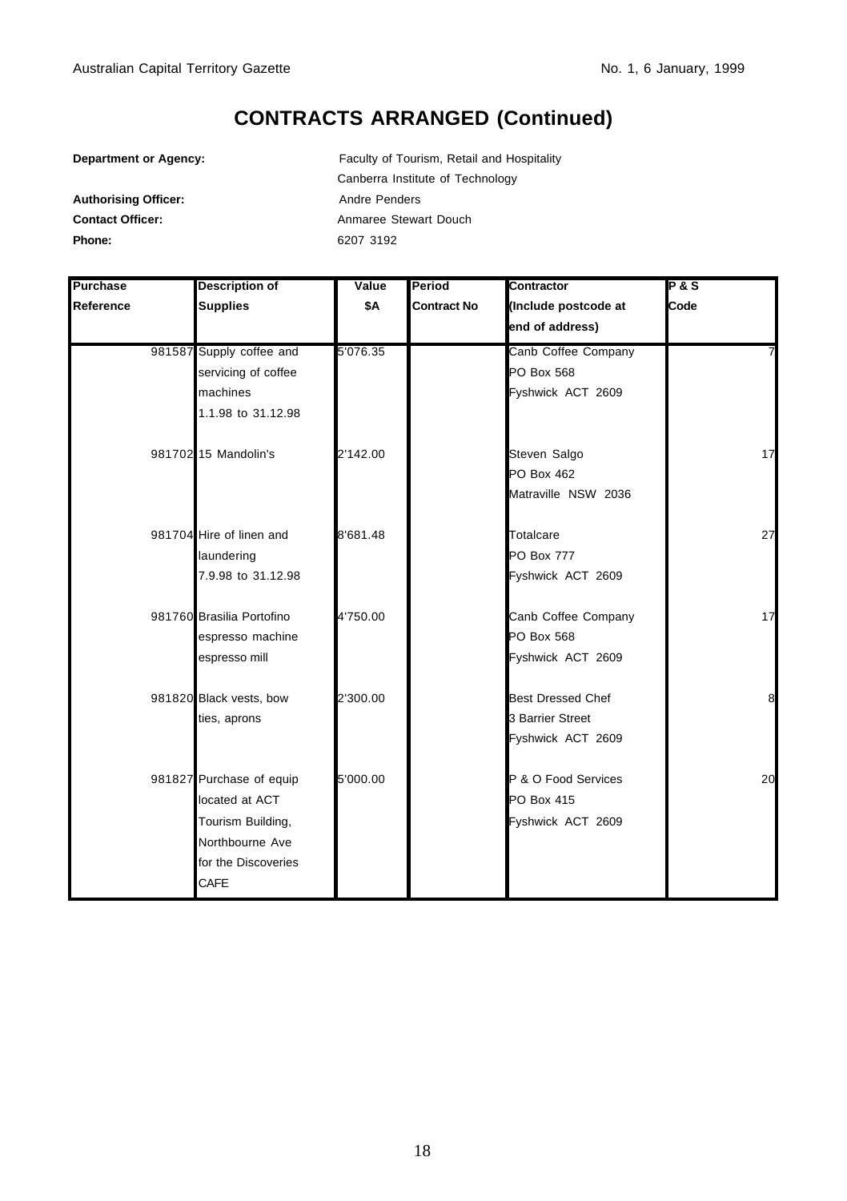# CONTRACTS ARRANGED (Continued)

**Department or Agency:** Faculty of Tourism, Retail and Hospitality
Canberra Institute of Technology

**Authorising Officer:** Andre Penders

**Contact Officer:** Anmaree Stewart Douch

**Phone:** 6207 3192

| Purchase Reference | Description of Supplies | Value $A | Period Contract No | Contractor (Include postcode at end of address) | P & S Code |
|---|---|---|---|---|---|
| 981587 | Supply coffee and servicing of coffee machines 1.1.98 to 31.12.98 | 5'076.35 | | Canb Coffee Company PO Box 568 Fyshwick ACT 2609 | 7 |
| 981702 | 15 Mandolin's | 2'142.00 | | Steven Salgo PO Box 462 Matraville NSW 2036 | 17 |
| 981704 | Hire of linen and laundering 7.9.98 to 31.12.98 | 8'681.48 | | Totalcare PO Box 777 Fyshwick ACT 2609 | 27 |
| 981760 | Brasilia Portofino espresso machine espresso mill | 4'750.00 | | Canb Coffee Company PO Box 568 Fyshwick ACT 2609 | 17 |
| 981820 | Black vests, bow ties, aprons | 2'300.00 | | Best Dressed Chef 3 Barrier Street Fyshwick ACT 2609 | 8 |
| 981827 | Purchase of equip located at ACT Tourism Building, Northbourne Ave for the Discoveries CAFE | 5'000.00 | | P & O Food Services PO Box 415 Fyshwick ACT 2609 | 20 |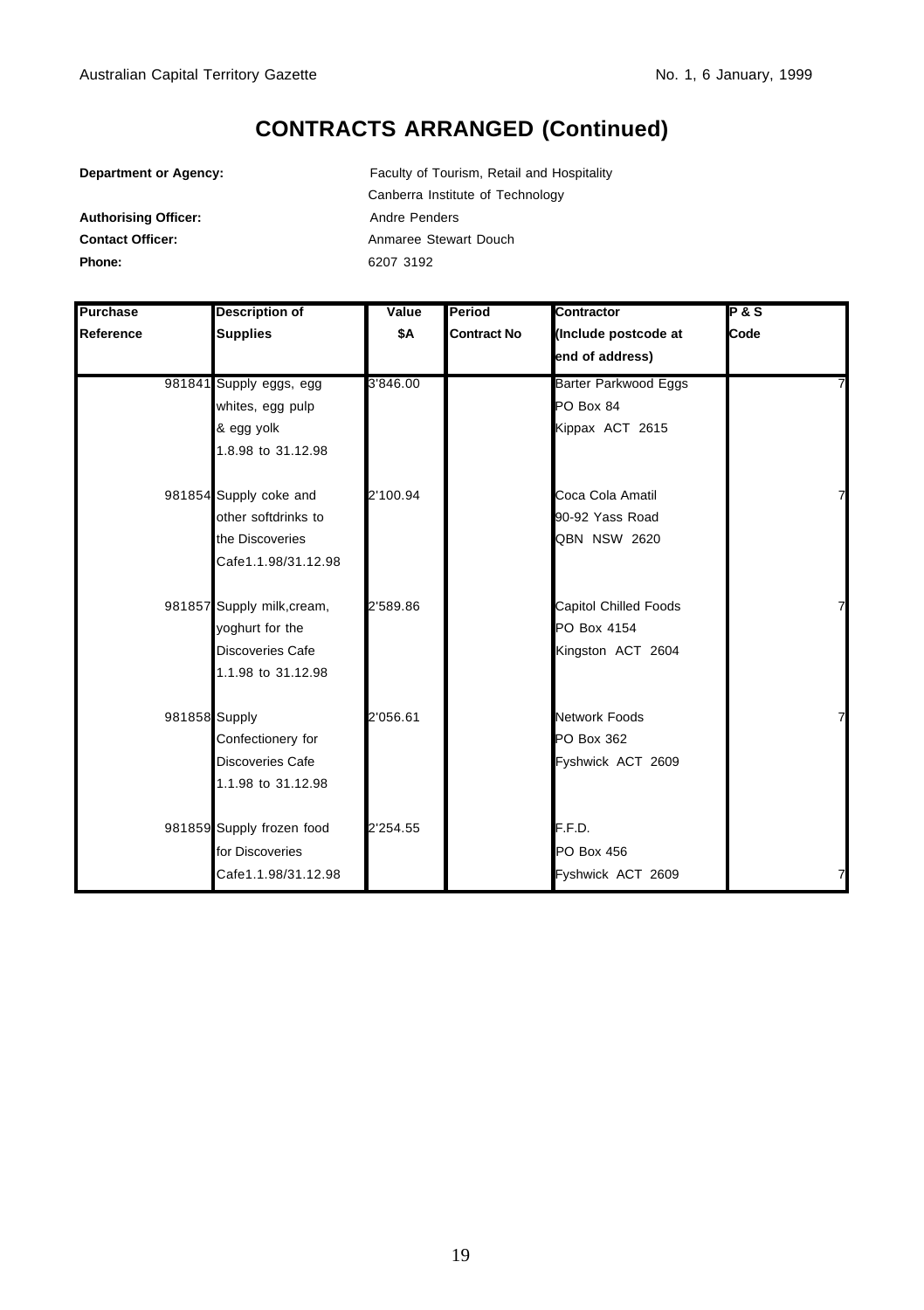# CONTRACTS ARRANGED (Continued)

**Department or Agency:** Faculty of Tourism, Retail and Hospitality
Canberra Institute of Technology

**Authorising Officer:** Andre Penders

**Contact Officer:** Anmaree Stewart Douch

**Phone:** 6207 3192

| Purchase Reference | Description of Supplies | Value $A | Period Contract No | Contractor (Include postcode at end of address) | P & S Code |
|---|---|---|---|---|---|
| 981841 | Supply eggs, egg whites, egg pulp & egg yolk 1.8.98 to 31.12.98 | 3'846.00 | | Barter Parkwood Eggs PO Box 84 Kippax ACT 2615 | 7 |
| 981854 | Supply coke and other softdrinks to the Discoveries Cafe1.1.98/31.12.98 | 2'100.94 | | Coca Cola Amatil 90-92 Yass Road QBN NSW 2620 | 7 |
| 981857 | Supply milk,cream, yoghurt for the Discoveries Cafe 1.1.98 to 31.12.98 | 2'589.86 | | Capitol Chilled Foods PO Box 4154 Kingston ACT 2604 | 7 |
| 981858 | Supply Confectionery for Discoveries Cafe 1.1.98 to 31.12.98 | 2'056.61 | | Network Foods PO Box 362 Fyshwick ACT 2609 | 7 |
| 981859 | Supply frozen food for Discoveries Cafe1.1.98/31.12.98 | 2'254.55 | | F.F.D. PO Box 456 Fyshwick ACT 2609 | 7 |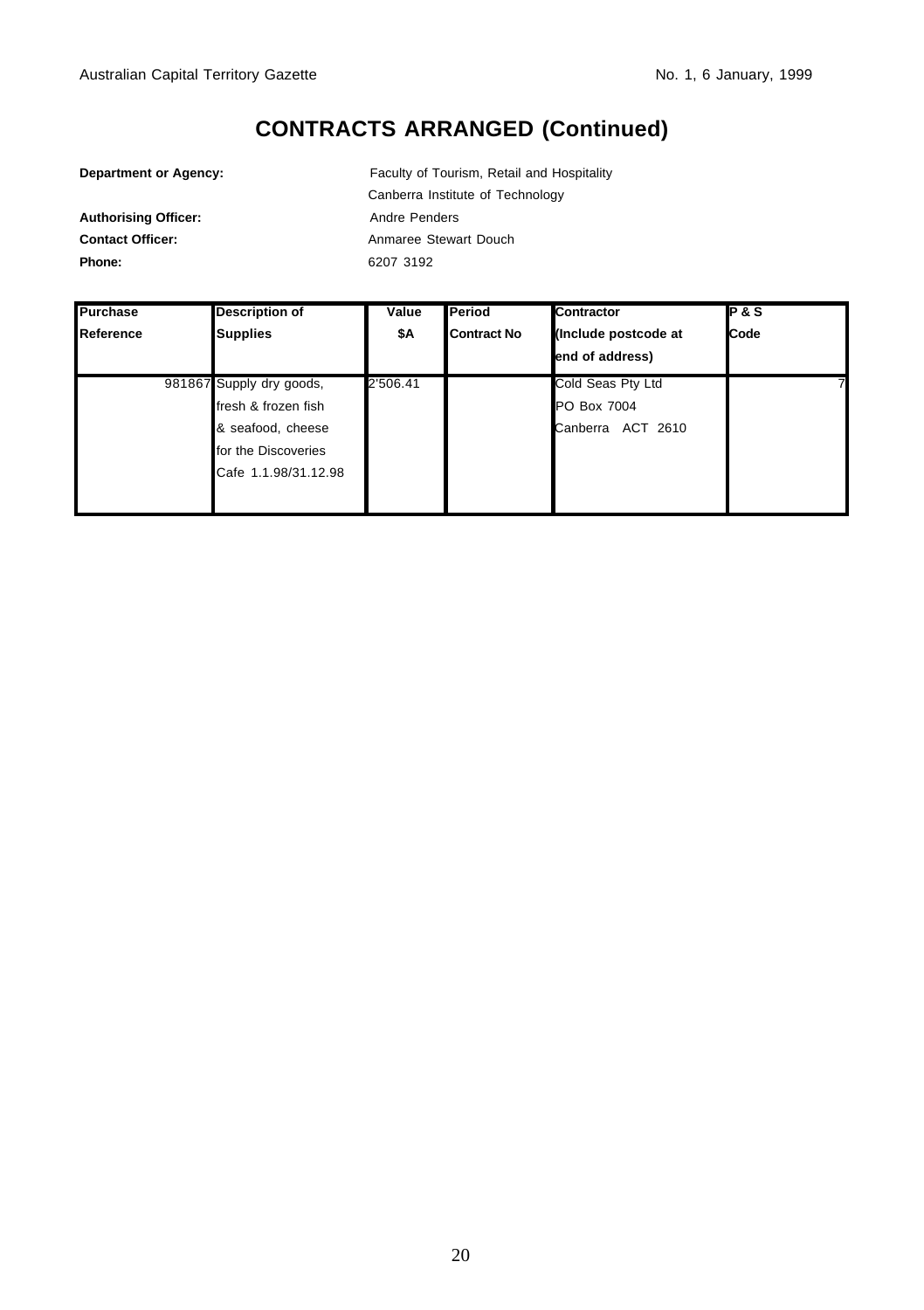# CONTRACTS ARRANGED (Continued)

**Department or Agency:** Faculty of Tourism, Retail and Hospitality
Canberra Institute of Technology

**Authorising Officer:** Andre Penders

**Contact Officer:** Anmaree Stewart Douch

**Phone:** 6207 3192

| Purchase Reference | Description of Supplies | Value $A | Period Contract No | Contractor (Include postcode at end of address) | P & S Code |
|---|---|---|---|---|---|
| 981867 | Supply dry goods, fresh & frozen fish & seafood, cheese for the Discoveries Cafe 1.1.98/31.12.98 | 2'506.41 | | Cold Seas Pty Ltd PO Box 7004 Canberra ACT 2610 | 7 |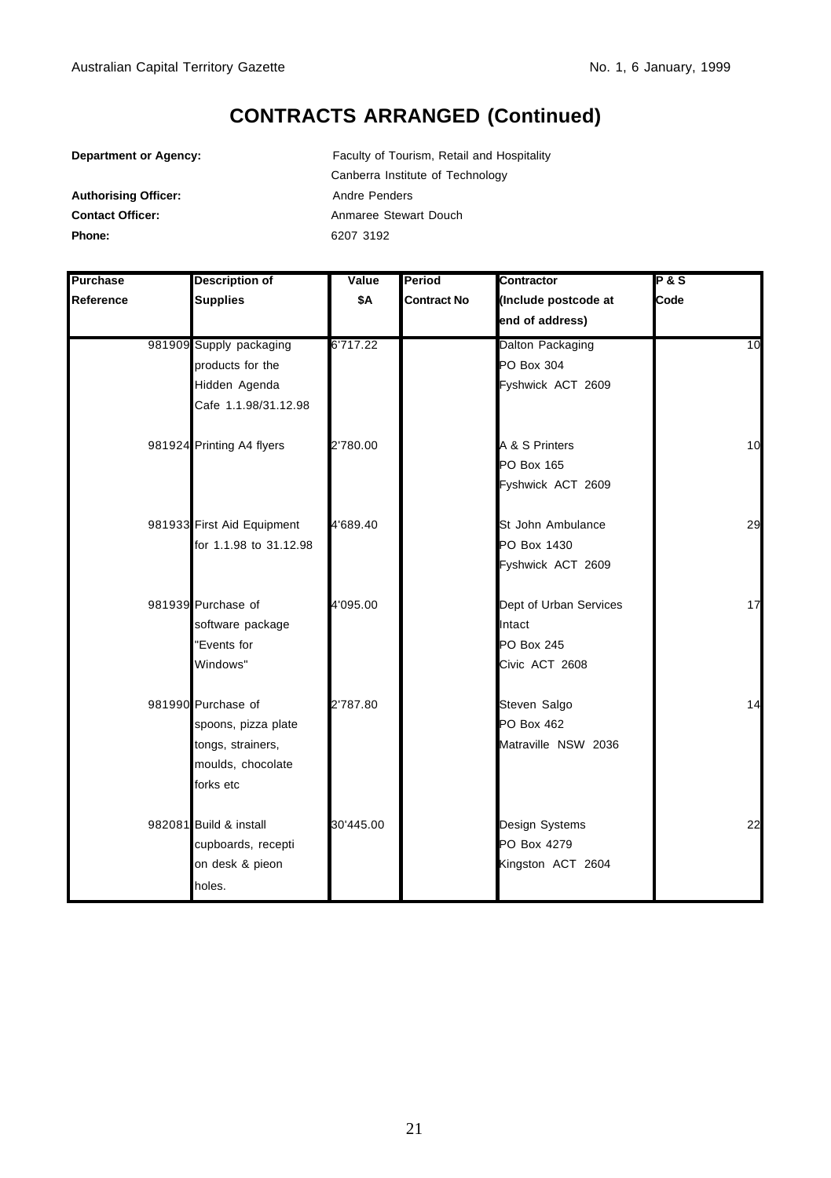# CONTRACTS ARRANGED (Continued)

**Department or Agency:** Faculty of Tourism, Retail and Hospitality
Canberra Institute of Technology

**Authorising Officer:** Andre Penders

**Contact Officer:** Anmaree Stewart Douch

**Phone:** 6207 3192

| Purchase Reference | Description of Supplies | Value $A | Period Contract No | Contractor (Include postcode at end of address) | P & S Code |
|---|---|---|---|---|---|
| 981909 | Supply packaging products for the Hidden Agenda Cafe 1.1.98/31.12.98 | 6'717.22 | | Dalton Packaging PO Box 304 Fyshwick ACT 2609 | 10 |
| 981924 | Printing A4 flyers | 2'780.00 | | A & S Printers PO Box 165 Fyshwick ACT 2609 | 10 |
| 981933 | First Aid Equipment for 1.1.98 to 31.12.98 | 4'689.40 | | St John Ambulance PO Box 1430 Fyshwick ACT 2609 | 29 |
| 981939 | Purchase of software package "Events for Windows" | 4'095.00 | | Dept of Urban Services Intact PO Box 245 Civic ACT 2608 | 17 |
| 981990 | Purchase of spoons, pizza plate tongs, strainers, moulds, chocolate forks etc | 2'787.80 | | Steven Salgo PO Box 462 Matraville NSW 2036 | 14 |
| 982081 | Build & install cupboards, recepti on desk & pieon holes. | 30'445.00 | | Design Systems PO Box 4279 Kingston ACT 2604 | 22 |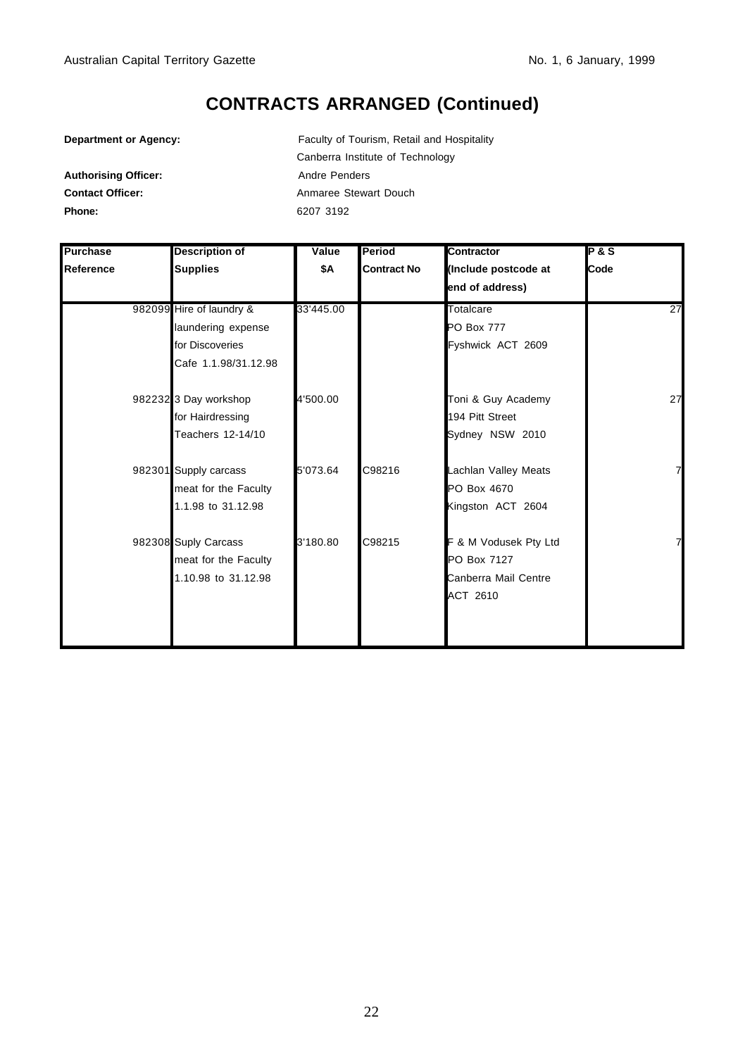# CONTRACTS ARRANGED (Continued)

**Department or Agency:** Faculty of Tourism, Retail and Hospitality
Canberra Institute of Technology

**Authorising Officer:** Andre Penders

**Contact Officer:** Anmaree Stewart Douch

**Phone:** 6207 3192

| Purchase Reference | Description of Supplies | Value $A | Period Contract No | Contractor (Include postcode at end of address) | P & S Code |
|---|---|---|---|---|---|
| 982099 | Hire of laundry & laundering expense for Discoveries Cafe 1.1.98/31.12.98 | 33'445.00 | | Totalcare PO Box 777 Fyshwick ACT 2609 | 27 |
| 982232 | 3 Day workshop for Hairdressing Teachers 12-14/10 | 4'500.00 | | Toni & Guy Academy 194 Pitt Street Sydney NSW 2010 | 27 |
| 982301 | Supply carcass meat for the Faculty 1.1.98 to 31.12.98 | 5'073.64 | C98216 | Lachlan Valley Meats PO Box 4670 Kingston ACT 2604 | 7 |
| 982308 | Suply Carcass meat for the Faculty 1.10.98 to 31.12.98 | 3'180.80 | C98215 | F & M Vodusek Pty Ltd PO Box 7127 Canberra Mail Centre ACT 2610 | 7 |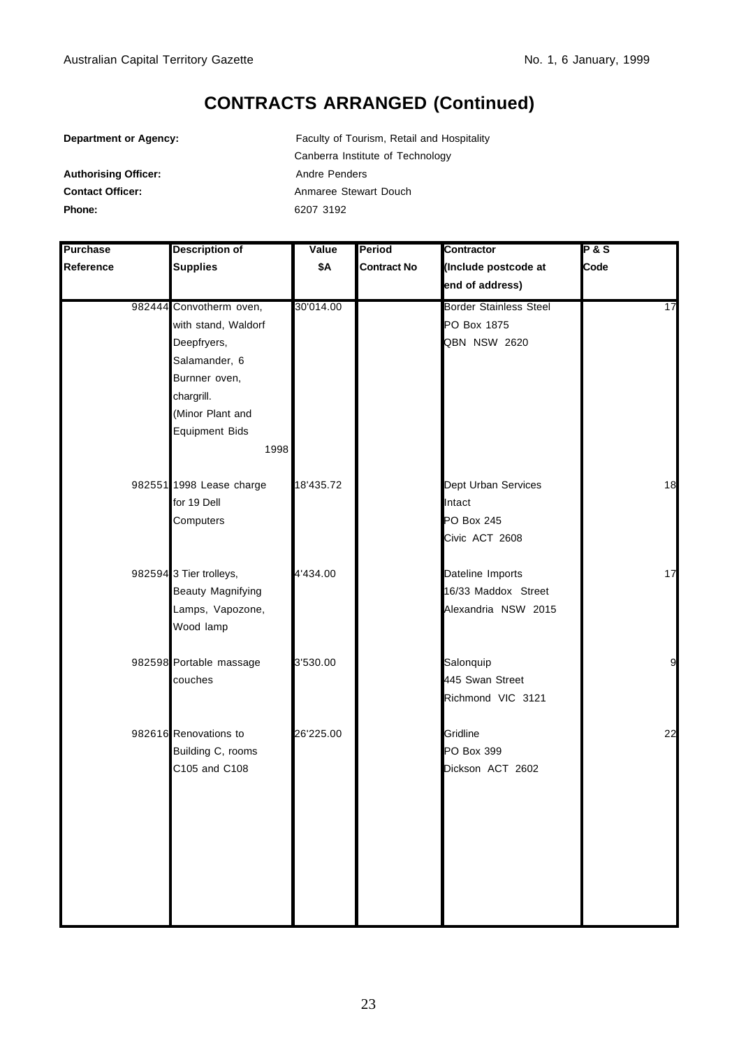# CONTRACTS ARRANGED (Continued)

**Department or Agency:** Faculty of Tourism, Retail and Hospitality
Canberra Institute of Technology

**Authorising Officer:** Andre Penders

**Contact Officer:** Anmaree Stewart Douch

**Phone:** 6207 3192

| Purchase Reference | Description of Supplies | Value $A | Period Contract No | Contractor (Include postcode at end of address) | P & S Code |
|---|---|---|---|---|---|
| 982444 | Convotherm oven, with stand, Waldorf Deepfryers, Salamander, 6 Burnner oven, chargrill. (Minor Plant and Equipment Bids 1998 | 30'014.00 | | Border Stainless Steel PO Box 1875 QBN NSW 2620 | 17 |
| 982551 | 1998 Lease charge for 19 Dell Computers | 18'435.72 | | Dept Urban Services Intact PO Box 245 Civic ACT 2608 | 18 |
| 982594 | 3 Tier trolleys, Beauty Magnifying Lamps, Vapozone, Wood lamp | 4'434.00 | | Dateline Imports 16/33 Maddox Street Alexandria NSW 2015 | 17 |
| 982598 | Portable massage couches | 3'530.00 | | Salonquip 445 Swan Street Richmond VIC 3121 | 9 |
| 982616 | Renovations to Building C, rooms C105 and C108 | 26'225.00 | | Gridline PO Box 399 Dickson ACT 2602 | 22 |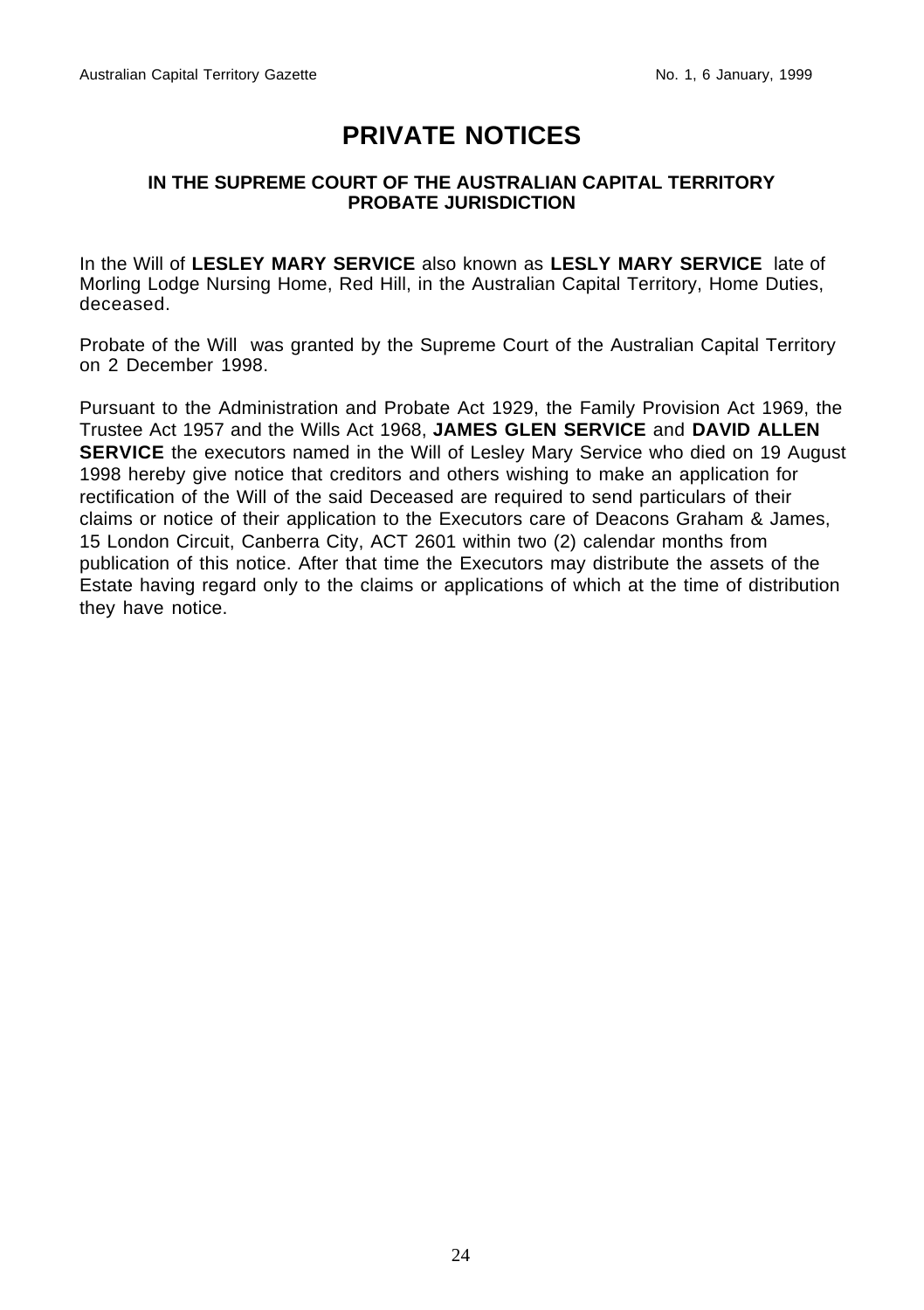# PRIVATE NOTICES

### IN THE SUPREME COURT OF THE AUSTRALIAN CAPITAL TERRITORY
### PROBATE JURISDICTION

In the Will of **LESLEY MARY SERVICE** also known as **LESLY MARY SERVICE** late of Morling Lodge Nursing Home, Red Hill, in the Australian Capital Territory, Home Duties, deceased.

Probate of the Will was granted by the Supreme Court of the Australian Capital Territory on 2 December 1998.

Pursuant to the Administration and Probate Act 1929, the Family Provision Act 1969, the Trustee Act 1957 and the Wills Act 1968, **JAMES GLEN SERVICE** and **DAVID ALLEN SERVICE** the executors named in the Will of Lesley Mary Service who died on 19 August 1998 hereby give notice that creditors and others wishing to make an application for rectification of the Will of the said Deceased are required to send particulars of their claims or notice of their application to the Executors care of Deacons Graham & James, 15 London Circuit, Canberra City, ACT 2601 within two (2) calendar months from publication of this notice. After that time the Executors may distribute the assets of the Estate having regard only to the claims or applications of which at the time of distribution they have notice.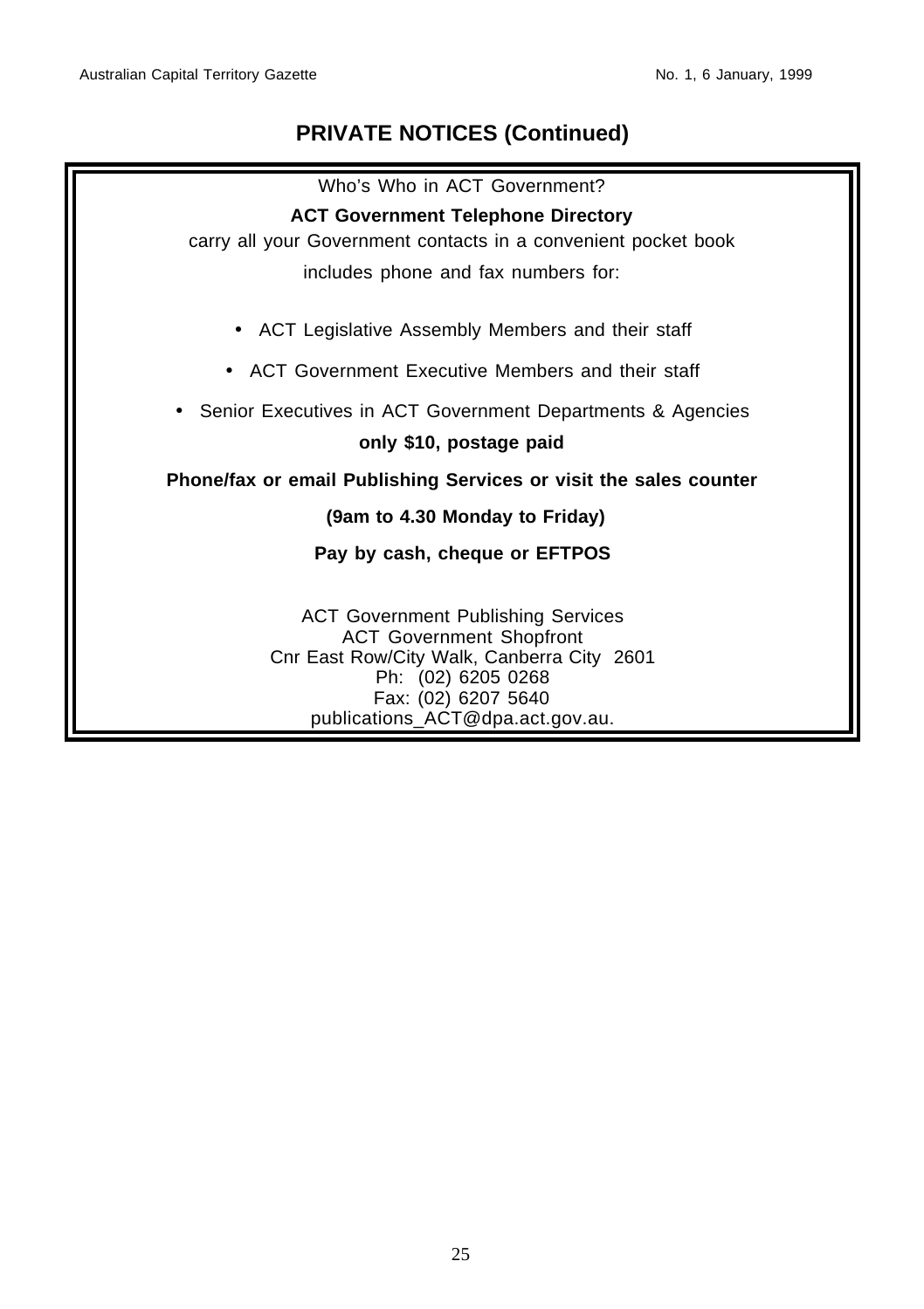## PRIVATE NOTICES (Continued)

Who's Who in ACT Government?

**ACT Government Telephone Directory**

carry all your Government contacts in a convenient pocket book

includes phone and fax numbers for:

- ACT Legislative Assembly Members and their staff
- ACT Government Executive Members and their staff
- Senior Executives in ACT Government Departments & Agencies

**only $10, postage paid**

**Phone/fax or email Publishing Services or visit the sales counter**

**(9am to 4.30 Monday to Friday)**

**Pay by cash, cheque or EFTPOS**

ACT Government Publishing Services
ACT Government Shopfront
Cnr East Row/City Walk, Canberra City 2601
Ph: (02) 6205 0268
Fax: (02) 6207 5640
publications_ACT@dpa.act.gov.au.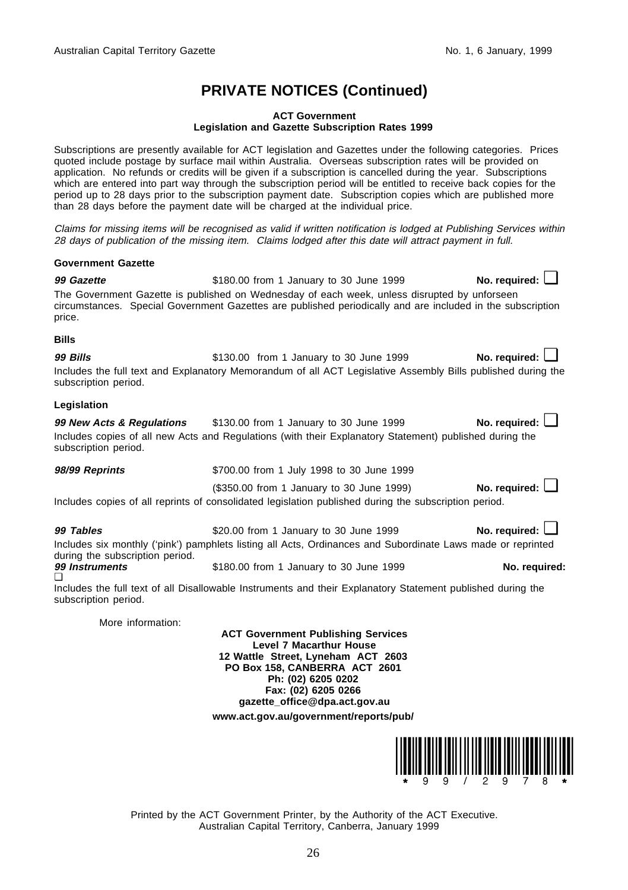# PRIVATE NOTICES (Continued)

**ACT Government**
**Legislation and Gazette Subscription Rates 1999**

Subscriptions are presently available for ACT legislation and Gazettes under the following categories. Prices quoted include postage by surface mail within Australia. Overseas subscription rates will be provided on application. No refunds or credits will be given if a subscription is cancelled during the year. Subscriptions which are entered into part way through the subscription period will be entitled to receive back copies for the period up to 28 days prior to the subscription payment date. Subscription copies which are published more than 28 days before the payment date will be charged at the individual price.

*Claims for missing items will be recognised as valid if written notification is lodged at Publishing Services within 28 days of publication of the missing item. Claims lodged after this date will attract payment in full.*

**Government Gazette**

***99 Gazette*** $180.00 from 1 January to 30 June 1999 **No. required:** ❑

The Government Gazette is published on Wednesday of each week, unless disrupted by unforseen circumstances. Special Government Gazettes are published periodically and are included in the subscription price.

**Bills**

***99 Bills*** $130.00 from 1 January to 30 June 1999 **No. required:** ❑

Includes the full text and Explanatory Memorandum of all ACT Legislative Assembly Bills published during the subscription period.

**Legislation**

***99 New Acts & Regulations*** $130.00 from 1 January to 30 June 1999 **No. required:** ❑

Includes copies of all new Acts and Regulations (with their Explanatory Statement) published during the subscription period.

***98/99 Reprints*** $700.00 from 1 July 1998 to 30 June 1999

($350.00 from 1 January to 30 June 1999) **No. required:** ❑

Includes copies of all reprints of consolidated legislation published during the subscription period.

***99 Tables*** $20.00 from 1 January to 30 June 1999 **No. required:** ❑

Includes six monthly ('pink') pamphlets listing all Acts, Ordinances and Subordinate Laws made or reprinted during the subscription period.

***99 Instruments*** $180.00 from 1 January to 30 June 1999 **No. required:** ❑

Includes the full text of all Disallowable Instruments and their Explanatory Statement published during the subscription period.

More information:

**ACT Government Publishing Services**
**Level 7 Macarthur House**
**12 Wattle Street, Lyneham ACT 2603**
**PO Box 158, CANBERRA ACT 2601**
**Ph: (02) 6205 0202**
**Fax: (02) 6205 0266**
**gazette_office@dpa.act.gov.au**
**www.act.gov.au/government/reports/pub/**

\* 99/2978 \*

Printed by the ACT Government Printer, by the Authority of the ACT Executive.
Australian Capital Territory, Canberra, January 1999